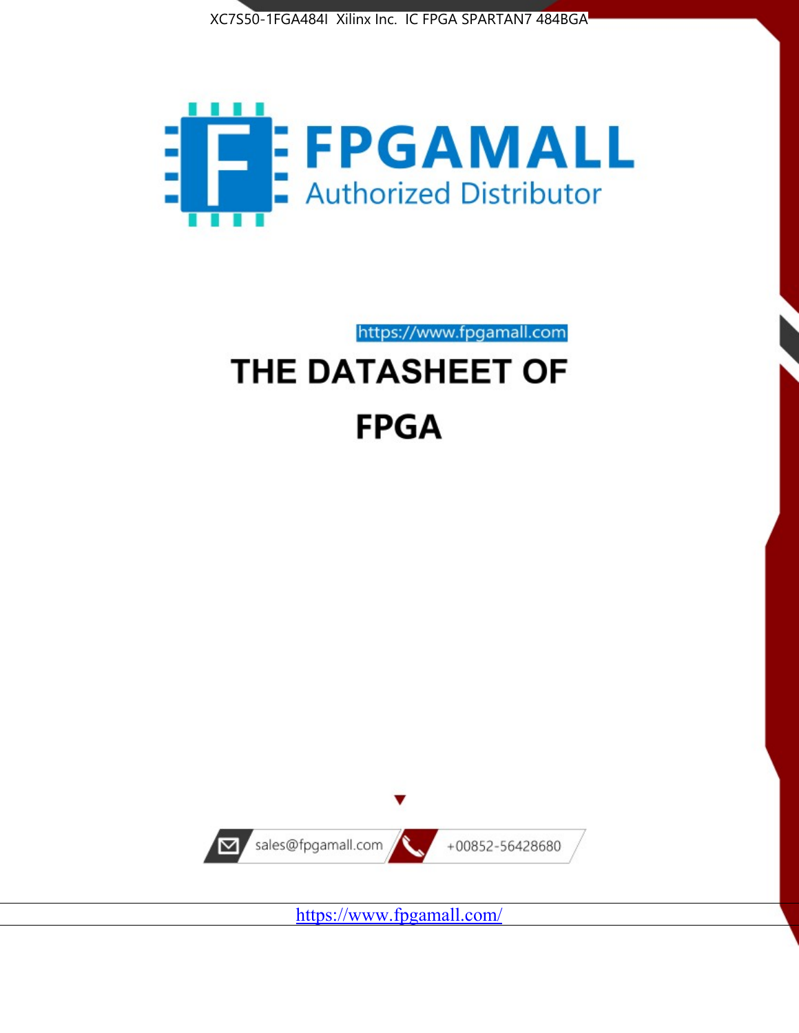XC7S50-1FGA484I Xilinx Inc. IC FPGA SPARTAN7 484BGA

FPGAMALL

Authorized Distributor

https://www.fpgamall.com

# THE DATASHEET OF

# FPGA

sales@fpgamall.com

+00852-56428680

https://www.fpgamall.com/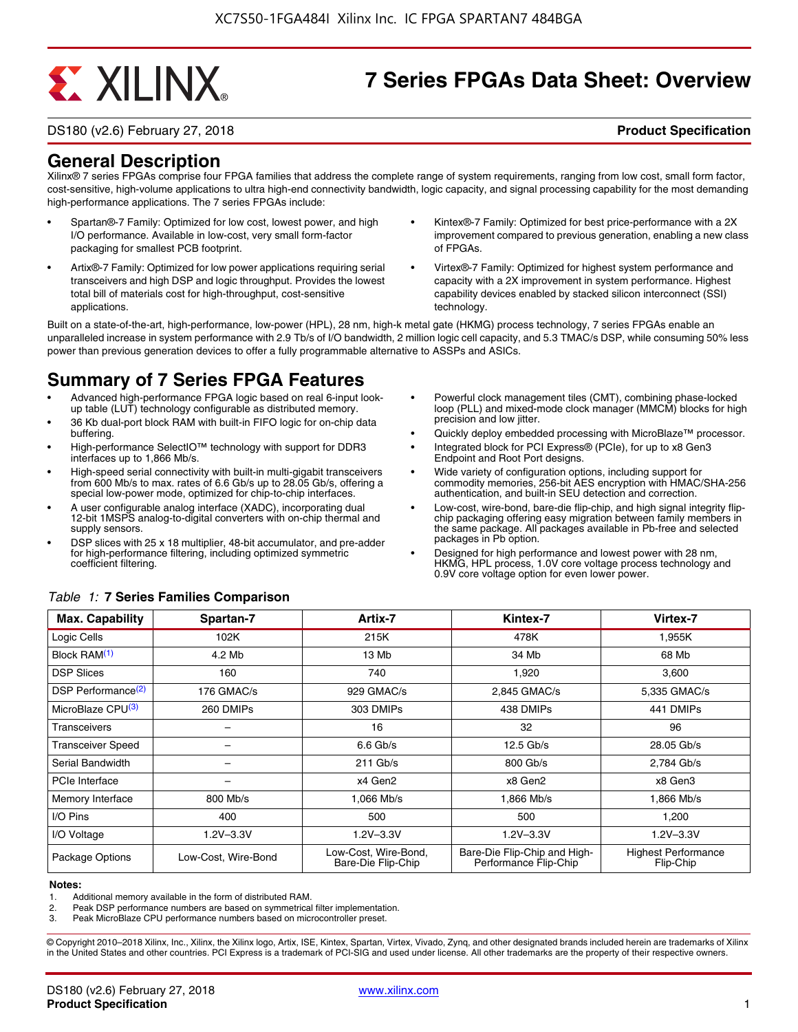# 7 Series FPGAs Data Sheet: Overview

DS180 (v2.6) February 27, 2018 **Product Specification**

## General Description

Xilinx® 7 series FPGAs comprise four FPGA families that address the complete range of system requirements, ranging from low cost, small form factor, cost-sensitive, high-volume applications to ultra high-end connectivity bandwidth, logic capacity, and signal processing capability for the most demanding high-performance applications. The 7 series FPGAs include:

- Spartan®-7 Family: Optimized for low cost, lowest power, and high I/O performance. Available in low-cost, very small form-factor packaging for smallest PCB footprint.
- Artix®-7 Family: Optimized for low power applications requiring serial transceivers and high DSP and logic throughput. Provides the lowest total bill of materials cost for high-throughput, cost-sensitive applications.
- Kintex®-7 Family: Optimized for best price-performance with a 2X improvement compared to previous generation, enabling a new class of FPGAs.
- Virtex®-7 Family: Optimized for highest system performance and capacity with a 2X improvement in system performance. Highest capability devices enabled by stacked silicon interconnect (SSI) technology.

Built on a state-of-the-art, high-performance, low-power (HPL), 28 nm, high-k metal gate (HKMG) process technology, 7 series FPGAs enable an unparalleled increase in system performance with 2.9 Tb/s of I/O bandwidth, 2 million logic cell capacity, and 5.3 TMAC/s DSP, while consuming 50% less power than previous generation devices to offer a fully programmable alternative to ASSPs and ASICs.

## Summary of 7 Series FPGA Features

- Advanced high-performance FPGA logic based on real 6-input look-up table (LUT) technology configurable as distributed memory.
- 36 Kb dual-port block RAM with built-in FIFO logic for on-chip data buffering.
- High-performance SelectIO™ technology with support for DDR3 interfaces up to 1,866 Mb/s.
- High-speed serial connectivity with built-in multi-gigabit transceivers from 600 Mb/s to max. rates of 6.6 Gb/s up to 28.05 Gb/s, offering a special low-power mode, optimized for chip-to-chip interfaces.
- A user configurable analog interface (XADC), incorporating dual 12-bit 1MSPS analog-to-digital converters with on-chip thermal and supply sensors.
- DSP slices with 25 x 18 multiplier, 48-bit accumulator, and pre-adder for high-performance filtering, including optimized symmetric coefficient filtering.
- Powerful clock management tiles (CMT), combining phase-locked loop (PLL) and mixed-mode clock manager (MMCM) blocks for high precision and low jitter.
- Quickly deploy embedded processing with MicroBlaze™ processor.
- Integrated block for PCI Express® (PCIe), for up to x8 Gen3 Endpoint and Root Port designs.
- Wide variety of configuration options, including support for commodity memories, 256-bit AES encryption with HMAC/SHA-256 authentication, and built-in SEU detection and correction.
- Low-cost, wire-bond, bare-die flip-chip, and high signal integrity flip-chip packaging offering easy migration between family members in the same package. All packages available in Pb-free and selected packages in Pb option.
- Designed for high performance and lowest power with 28 nm, HKMG, HPL process, 1.0V core voltage process technology and 0.9V core voltage option for even lower power.

*Table 1:* **7 Series Families Comparison**

| Max. Capability | Spartan-7 | Artix-7 | Kintex-7 | Virtex-7 |
|---|---|---|---|---|
| Logic Cells | 102K | 215K | 478K | 1,955K |
| Block RAM(1) | 4.2 Mb | 13 Mb | 34 Mb | 68 Mb |
| DSP Slices | 160 | 740 | 1,920 | 3,600 |
| DSP Performance(2) | 176 GMAC/s | 929 GMAC/s | 2,845 GMAC/s | 5,335 GMAC/s |
| MicroBlaze CPU(3) | 260 DMIPs | 303 DMIPs | 438 DMIPs | 441 DMIPs |
| Transceivers | – | 16 | 32 | 96 |
| Transceiver Speed | – | 6.6 Gb/s | 12.5 Gb/s | 28.05 Gb/s |
| Serial Bandwidth | – | 211 Gb/s | 800 Gb/s | 2,784 Gb/s |
| PCIe Interface | – | x4 Gen2 | x8 Gen2 | x8 Gen3 |
| Memory Interface | 800 Mb/s | 1,066 Mb/s | 1,866 Mb/s | 1,866 Mb/s |
| I/O Pins | 400 | 500 | 500 | 1,200 |
| I/O Voltage | 1.2V–3.3V | 1.2V–3.3V | 1.2V–3.3V | 1.2V–3.3V |
| Package Options | Low-Cost, Wire-Bond | Low-Cost, Wire-Bond, Bare-Die Flip-Chip | Bare-Die Flip-Chip and High-Performance Flip-Chip | Highest Performance Flip-Chip |

**Notes:**

1. Additional memory available in the form of distributed RAM.
2. Peak DSP performance numbers are based on symmetrical filter implementation.
3. Peak MicroBlaze CPU performance numbers based on microcontroller preset.

© Copyright 2010–2018 Xilinx, Inc., Xilinx, the Xilinx logo, Artix, ISE, Kintex, Spartan, Virtex, Vivado, Zynq, and other designated brands included herein are trademarks of Xilinx in the United States and other countries. PCI Express is a trademark of PCI-SIG and used under license. All other trademarks are the property of their respective owners.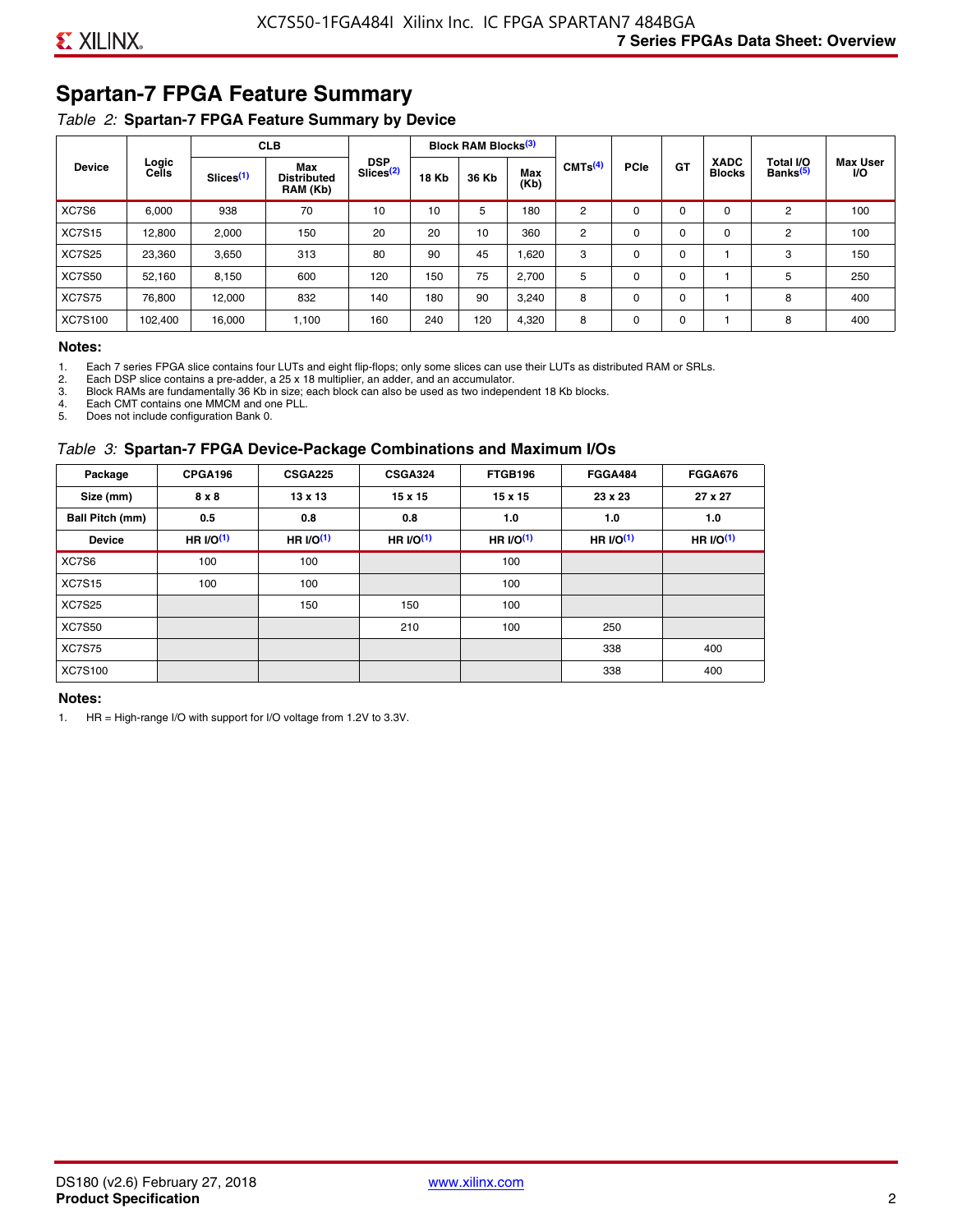## Spartan-7 FPGA Feature Summary

*Table 2:* **Spartan-7 FPGA Feature Summary by Device**

| Device | Logic Cells | CLB | | DSP Slices[(2)] | Block RAM Blocks[(3)] | | | CMTs[(4)] | PCIe | GT | XADC Blocks | Total I/O Banks[(5)] | Max User I/O |
|---|---|---|---|---|---|---|---|---|---|---|---|---|---|
| | | Slices[(1)] | Max Distributed RAM (Kb) | | 18 Kb | 36 Kb | Max (Kb) | | | | | | |
| XC7S6 | 6,000 | 938 | 70 | 10 | 10 | 5 | 180 | 2 | 0 | 0 | 0 | 2 | 100 |
| XC7S15 | 12,800 | 2,000 | 150 | 20 | 20 | 10 | 360 | 2 | 0 | 0 | 0 | 2 | 100 |
| XC7S25 | 23,360 | 3,650 | 313 | 80 | 90 | 45 | 1,620 | 3 | 0 | 0 | 1 | 3 | 150 |
| XC7S50 | 52,160 | 8,150 | 600 | 120 | 150 | 75 | 2,700 | 5 | 0 | 0 | 1 | 5 | 250 |
| XC7S75 | 76,800 | 12,000 | 832 | 140 | 180 | 90 | 3,240 | 8 | 0 | 0 | 1 | 8 | 400 |
| XC7S100 | 102,400 | 16,000 | 1,100 | 160 | 240 | 120 | 4,320 | 8 | 0 | 0 | 1 | 8 | 400 |

**Notes:**

1. Each 7 series FPGA slice contains four LUTs and eight flip-flops; only some slices can use their LUTs as distributed RAM or SRLs.
2. Each DSP slice contains a pre-adder, a 25 x 18 multiplier, an adder, and an accumulator.
3. Block RAMs are fundamentally 36 Kb in size; each block can also be used as two independent 18 Kb blocks.
4. Each CMT contains one MMCM and one PLL.
5. Does not include configuration Bank 0.

*Table 3:* **Spartan-7 FPGA Device-Package Combinations and Maximum I/Os**

| Package | CPGA196 | CSGA225 | CSGA324 | FTGB196 | FGGA484 | FGGA676 |
|---|---|---|---|---|---|---|
| Size (mm) | 8 x 8 | 13 x 13 | 15 x 15 | 15 x 15 | 23 x 23 | 27 x 27 |
| Ball Pitch (mm) | 0.5 | 0.8 | 0.8 | 1.0 | 1.0 | 1.0 |
| Device | HR I/O[(1)] | HR I/O[(1)] | HR I/O[(1)] | HR I/O[(1)] | HR I/O[(1)] | HR I/O[(1)] |
| XC7S6 | 100 | 100 | | 100 | | |
| XC7S15 | 100 | 100 | | 100 | | |
| XC7S25 | | 150 | 150 | 100 | | |
| XC7S50 | | | 210 | 100 | 250 | |
| XC7S75 | | | | | 338 | 400 |
| XC7S100 | | | | | 338 | 400 |

**Notes:**

1. HR = High-range I/O with support for I/O voltage from 1.2V to 3.3V.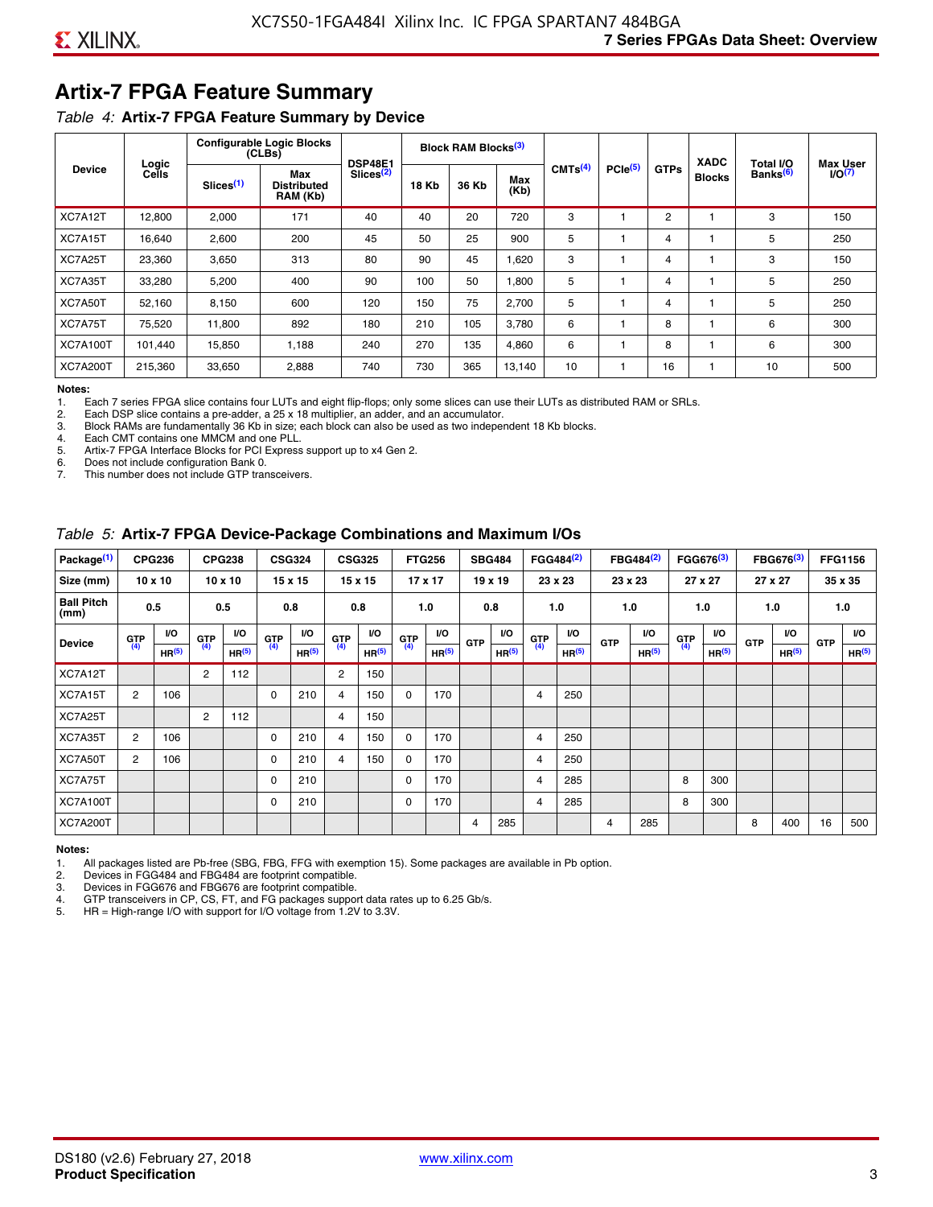# Artix-7 FPGA Feature Summary

*Table 4:* **Artix-7 FPGA Feature Summary by Device**

| Device | Logic Cells | Configurable Logic Blocks (CLBs) | | DSP48E1 Slices[2] | Block RAM Blocks[3] | | | CMTs[4] | PCIe[5] | GTPs | XADC Blocks | Total I/O Banks[6] | Max User I/O[7] |
|---|---|---|---|---|---|---|---|---|---|---|---|---|---|
| | | Slices[1] | Max Distributed RAM (Kb) | | 18 Kb | 36 Kb | Max (Kb) | | | | | | |
| XC7A12T | 12,800 | 2,000 | 171 | 40 | 40 | 20 | 720 | 3 | 1 | 2 | 1 | 3 | 150 |
| XC7A15T | 16,640 | 2,600 | 200 | 45 | 50 | 25 | 900 | 5 | 1 | 4 | 1 | 5 | 250 |
| XC7A25T | 23,360 | 3,650 | 313 | 80 | 90 | 45 | 1,620 | 3 | 1 | 4 | 1 | 3 | 150 |
| XC7A35T | 33,280 | 5,200 | 400 | 90 | 100 | 50 | 1,800 | 5 | 1 | 4 | 1 | 5 | 250 |
| XC7A50T | 52,160 | 8,150 | 600 | 120 | 150 | 75 | 2,700 | 5 | 1 | 4 | 1 | 5 | 250 |
| XC7A75T | 75,520 | 11,800 | 892 | 180 | 210 | 105 | 3,780 | 6 | 1 | 8 | 1 | 6 | 300 |
| XC7A100T | 101,440 | 15,850 | 1,188 | 240 | 270 | 135 | 4,860 | 6 | 1 | 8 | 1 | 6 | 300 |
| XC7A200T | 215,360 | 33,650 | 2,888 | 740 | 730 | 365 | 13,140 | 10 | 1 | 16 | 1 | 10 | 500 |

**Notes:**
1. Each 7 series FPGA slice contains four LUTs and eight flip-flops; only some slices can use their LUTs as distributed RAM or SRLs.
2. Each DSP slice contains a pre-adder, a 25 x 18 multiplier, an adder, and an accumulator.
3. Block RAMs are fundamentally 36 Kb in size; each block can also be used as two independent 18 Kb blocks.
4. Each CMT contains one MMCM and one PLL.
5. Artix-7 FPGA Interface Blocks for PCI Express support up to x4 Gen 2.
6. Does not include configuration Bank 0.
7. This number does not include GTP transceivers.

*Table 5:* **Artix-7 FPGA Device-Package Combinations and Maximum I/Os**

| Package[1] | CPG236 | | CPG238 | | CSG324 | | CSG325 | | FTG256 | | SBG484 | | FGG484[2] | | FBG484[2] | | FGG676[3] | | FBG676[3] | | FFG1156 | |
|---|---|---|---|---|---|---|---|---|---|---|---|---|---|---|---|---|---|---|---|---|---|---|
| Size (mm) | 10 x 10 | | 10 x 10 | | 15 x 15 | | 15 x 15 | | 17 x 17 | | 19 x 19 | | 23 x 23 | | 23 x 23 | | 27 x 27 | | 27 x 27 | | 35 x 35 | |
| Ball Pitch (mm) | 0.5 | | 0.5 | | 0.8 | | 0.8 | | 1.0 | | 0.8 | | 1.0 | | 1.0 | | 1.0 | | 1.0 | | 1.0 | |
| Device | GTP[4] | I/O HR[5] | GTP[4] | I/O HR[5] | GTP[4] | I/O HR[5] | GTP[4] | I/O HR[5] | GTP[4] | I/O HR[5] | GTP | I/O HR[5] | GTP[4] | I/O HR[5] | GTP | I/O HR[5] | GTP[4] | I/O HR[5] | GTP | I/O HR[5] | GTP | I/O HR[5] |
| XC7A12T | | | 2 | 112 | | | 2 | 150 | | | | | | | | | | | | | | |
| XC7A15T | 2 | 106 | | | 0 | 210 | 4 | 150 | 0 | 170 | | | 4 | 250 | | | | | | | | |
| XC7A25T | | | 2 | 112 | | | 4 | 150 | | | | | | | | | | | | | | |
| XC7A35T | 2 | 106 | | | 0 | 210 | 4 | 150 | 0 | 170 | | | 4 | 250 | | | | | | | | |
| XC7A50T | 2 | 106 | | | 0 | 210 | 4 | 150 | 0 | 170 | | | 4 | 250 | | | | | | | | |
| XC7A75T | | | | | 0 | 210 | | | 0 | 170 | | | 4 | 285 | | | 8 | 300 | | | | |
| XC7A100T | | | | | 0 | 210 | | | 0 | 170 | | | 4 | 285 | | | 8 | 300 | | | | |
| XC7A200T | | | | | | | | | | | 4 | 285 | | | 4 | 285 | | | 8 | 400 | 16 | 500 |

**Notes:**
1. All packages listed are Pb-free (SBG, FBG, FFG with exemption 15). Some packages are available in Pb option.
2. Devices in FGG484 and FBG484 are footprint compatible.
3. Devices in FGG676 and FBG676 are footprint compatible.
4. GTP transceivers in CP, CS, FT, and FG packages support data rates up to 6.25 Gb/s.
5. HR = High-range I/O with support for I/O voltage from 1.2V to 3.3V.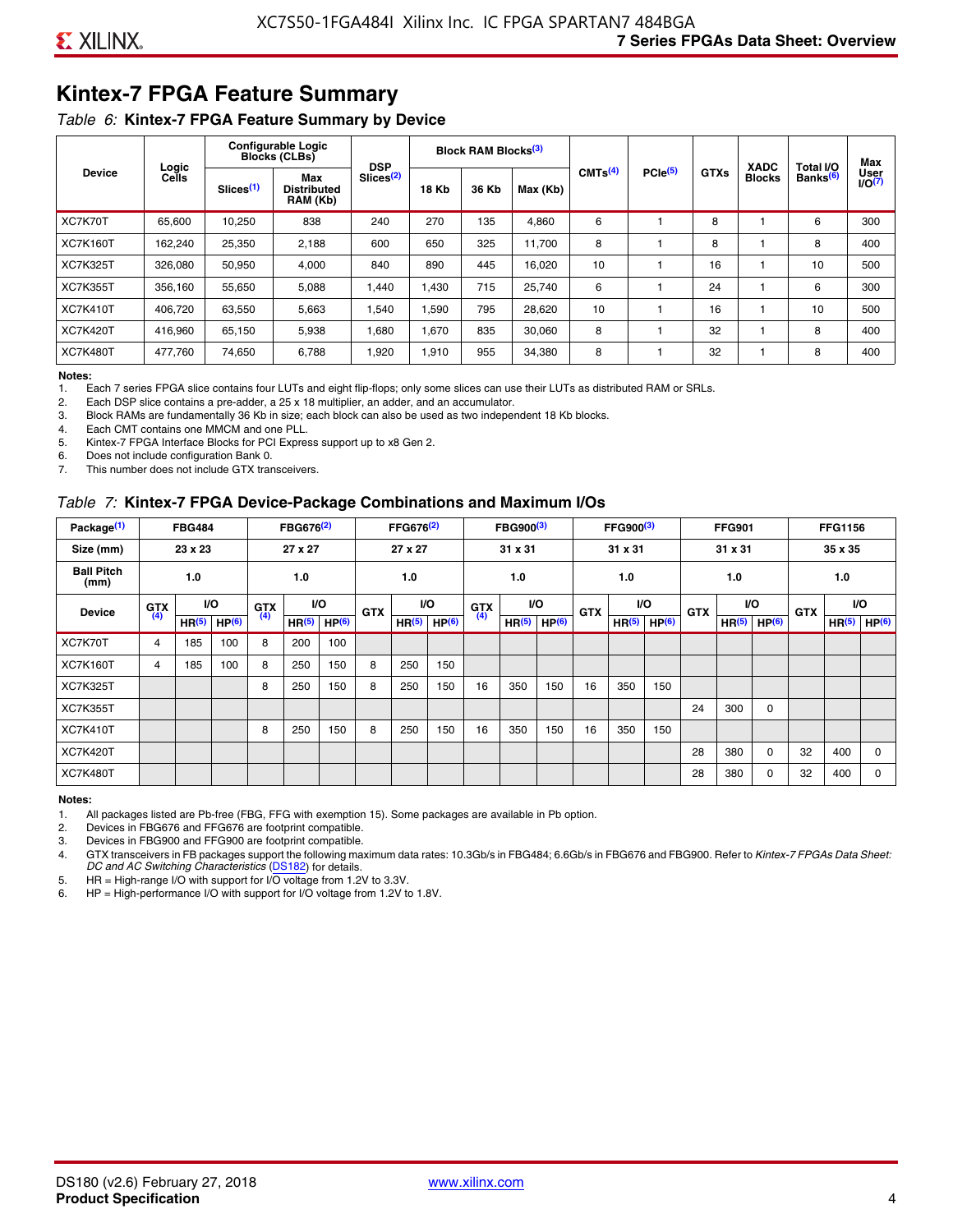# Kintex-7 FPGA Feature Summary

*Table 6:* **Kintex-7 FPGA Feature Summary by Device**

| Device | Logic Cells | Configurable Logic Blocks (CLBs) | | DSP Slices[(2)] | Block RAM Blocks[(3)] | | | CMTs[(4)] | PCIe[(5)] | GTXs | XADC Blocks | Total I/O Banks[(6)] | Max User I/O[(7)] |
|---|---|---|---|---|---|---|---|---|---|---|---|---|---|
| | | Slices[(1)] | Max Distributed RAM (Kb) | | 18 Kb | 36 Kb | Max (Kb) | | | | | | |
| XC7K70T | 65,600 | 10,250 | 838 | 240 | 270 | 135 | 4,860 | 6 | 1 | 8 | 1 | 6 | 300 |
| XC7K160T | 162,240 | 25,350 | 2,188 | 600 | 650 | 325 | 11,700 | 8 | 1 | 8 | 1 | 8 | 400 |
| XC7K325T | 326,080 | 50,950 | 4,000 | 840 | 890 | 445 | 16,020 | 10 | 1 | 16 | 1 | 10 | 500 |
| XC7K355T | 356,160 | 55,650 | 5,088 | 1,440 | 1,430 | 715 | 25,740 | 6 | 1 | 24 | 1 | 6 | 300 |
| XC7K410T | 406,720 | 63,550 | 5,663 | 1,540 | 1,590 | 795 | 28,620 | 10 | 1 | 16 | 1 | 10 | 500 |
| XC7K420T | 416,960 | 65,150 | 5,938 | 1,680 | 1,670 | 835 | 30,060 | 8 | 1 | 32 | 1 | 8 | 400 |
| XC7K480T | 477,760 | 74,650 | 6,788 | 1,920 | 1,910 | 955 | 34,380 | 8 | 1 | 32 | 1 | 8 | 400 |

**Notes:**
1. Each 7 series FPGA slice contains four LUTs and eight flip-flops; only some slices can use their LUTs as distributed RAM or SRLs.
2. Each DSP slice contains a pre-adder, a 25 x 18 multiplier, an adder, and an accumulator.
3. Block RAMs are fundamentally 36 Kb in size; each block can also be used as two independent 18 Kb blocks.
4. Each CMT contains one MMCM and one PLL.
5. Kintex-7 FPGA Interface Blocks for PCI Express support up to x8 Gen 2.
6. Does not include configuration Bank 0.
7. This number does not include GTX transceivers.

*Table 7:* **Kintex-7 FPGA Device-Package Combinations and Maximum I/Os**

| Package[(1)] | FBG484 | | | FBG676[(2)] | | | FFG676[(2)] | | | FBG900[(3)] | | | FFG900[(3)] | | | FFG901 | | | FFG1156 | | |
|---|---|---|---|---|---|---|---|---|---|---|---|---|---|---|---|---|---|---|---|---|---|
| Size (mm) | 23 x 23 | | | 27 x 27 | | | 27 x 27 | | | 31 x 31 | | | 31 x 31 | | | 31 x 31 | | | 35 x 35 | | |
| Ball Pitch (mm) | 1.0 | | | 1.0 | | | 1.0 | | | 1.0 | | | 1.0 | | | 1.0 | | | 1.0 | | |
| Device | GTX[(4)] | I/O | | GTX[(4)] | I/O | | GTX | I/O | | GTX[(4)] | I/O | | GTX | I/O | | GTX | I/O | | GTX | I/O | |
| | | HR[(5)] | HP[(6)] | | HR[(5)] | HP[(6)] | | HR[(5)] | HP[(6)] | | HR[(5)] | HP[(6)] | | HR[(5)] | HP[(6)] | | HR[(5)] | HP[(6)] | | HR[(5)] | HP[(6)] |
| XC7K70T | 4 | 185 | 100 | 8 | 200 | 100 | | | | | | | | | | | | | | | |
| XC7K160T | 4 | 185 | 100 | 8 | 250 | 150 | 8 | 250 | 150 | | | | | | | | | | | | |
| XC7K325T | | | | 8 | 250 | 150 | 8 | 250 | 150 | 16 | 350 | 150 | 16 | 350 | 150 | | | | | | |
| XC7K355T | | | | | | | | | | | | | | | | 24 | 300 | 0 | | | |
| XC7K410T | | | | 8 | 250 | 150 | 8 | 250 | 150 | 16 | 350 | 150 | 16 | 350 | 150 | | | | | | |
| XC7K420T | | | | | | | | | | | | | | | | 28 | 380 | 0 | 32 | 400 | 0 |
| XC7K480T | | | | | | | | | | | | | | | | 28 | 380 | 0 | 32 | 400 | 0 |

**Notes:**
1. All packages listed are Pb-free (FBG, FFG with exemption 15). Some packages are available in Pb option.
2. Devices in FBG676 and FFG676 are footprint compatible.
3. Devices in FBG900 and FFG900 are footprint compatible.
4. GTX transceivers in FB packages support the following maximum data rates: 10.3Gb/s in FBG484; 6.6Gb/s in FBG676 and FBG900. Refer to *Kintex-7 FPGAs Data Sheet: DC and AC Switching Characteristics* (DS182) for details.
5. HR = High-range I/O with support for I/O voltage from 1.2V to 3.3V.
6. HP = High-performance I/O with support for I/O voltage from 1.2V to 1.8V.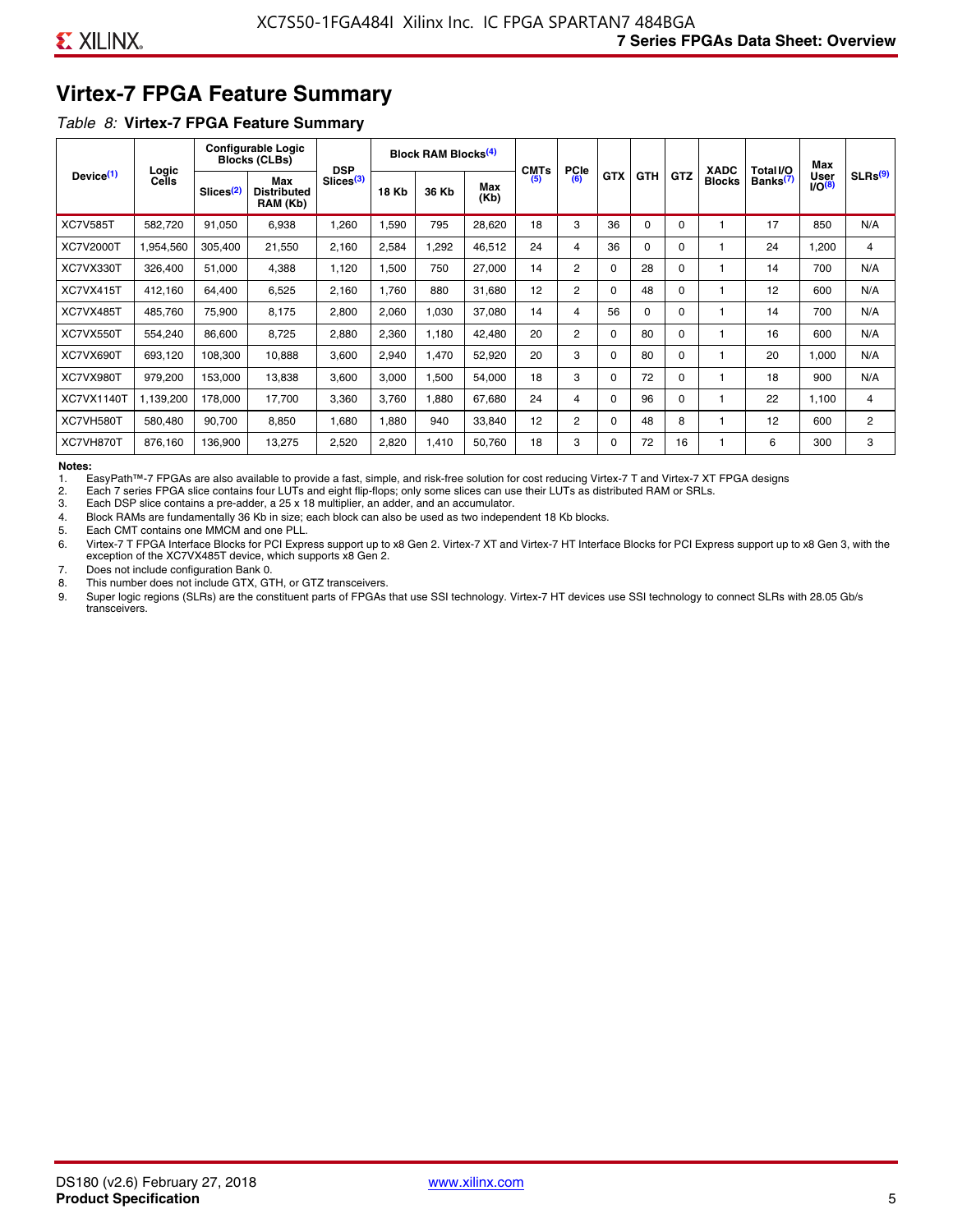## Virtex-7 FPGA Feature Summary

*Table 8:* **Virtex-7 FPGA Feature Summary**

| Device[(1)] | Logic Cells | Configurable Logic Blocks (CLBs) | | DSP Slices[(3)] | Block RAM Blocks[(4)] | | | CMTs [(5)] | PCIe [(6)] | GTX | GTH | GTZ | XADC Blocks | Total I/O Banks[(7)] | Max User I/O[(8)] | SLRs[(9)] |
|---|---|---|---|---|---|---|---|---|---|---|---|---|---|---|---|---|
| | | Slices[(2)] | Max Distributed RAM (Kb) | | 18 Kb | 36 Kb | Max (Kb) | | | | | | | | | |
| XC7V585T | 582,720 | 91,050 | 6,938 | 1,260 | 1,590 | 795 | 28,620 | 18 | 3 | 36 | 0 | 0 | 1 | 17 | 850 | N/A |
| XC7V2000T | 1,954,560 | 305,400 | 21,550 | 2,160 | 2,584 | 1,292 | 46,512 | 24 | 4 | 36 | 0 | 0 | 1 | 24 | 1,200 | 4 |
| XC7VX330T | 326,400 | 51,000 | 4,388 | 1,120 | 1,500 | 750 | 27,000 | 14 | 2 | 0 | 28 | 0 | 1 | 14 | 700 | N/A |
| XC7VX415T | 412,160 | 64,400 | 6,525 | 2,160 | 1,760 | 880 | 31,680 | 12 | 2 | 0 | 48 | 0 | 1 | 12 | 600 | N/A |
| XC7VX485T | 485,760 | 75,900 | 8,175 | 2,800 | 2,060 | 1,030 | 37,080 | 14 | 4 | 56 | 0 | 0 | 1 | 14 | 700 | N/A |
| XC7VX550T | 554,240 | 86,600 | 8,725 | 2,880 | 2,360 | 1,180 | 42,480 | 20 | 2 | 0 | 80 | 0 | 1 | 16 | 600 | N/A |
| XC7VX690T | 693,120 | 108,300 | 10,888 | 3,600 | 2,940 | 1,470 | 52,920 | 20 | 3 | 0 | 80 | 0 | 1 | 20 | 1,000 | N/A |
| XC7VX980T | 979,200 | 153,000 | 13,838 | 3,600 | 3,000 | 1,500 | 54,000 | 18 | 3 | 0 | 72 | 0 | 1 | 18 | 900 | N/A |
| XC7VX1140T | 1,139,200 | 178,000 | 17,700 | 3,360 | 3,760 | 1,880 | 67,680 | 24 | 4 | 0 | 96 | 0 | 1 | 22 | 1,100 | 4 |
| XC7VH580T | 580,480 | 90,700 | 8,850 | 1,680 | 1,880 | 940 | 33,840 | 12 | 2 | 0 | 48 | 8 | 1 | 12 | 600 | 2 |
| XC7VH870T | 876,160 | 136,900 | 13,275 | 2,520 | 2,820 | 1,410 | 50,760 | 18 | 3 | 0 | 72 | 16 | 1 | 6 | 300 | 3 |

**Notes:**

1. EasyPath™-7 FPGAs are also available to provide a fast, simple, and risk-free solution for cost reducing Virtex-7 T and Virtex-7 XT FPGA designs
2. Each 7 series FPGA slice contains four LUTs and eight flip-flops; only some slices can use their LUTs as distributed RAM or SRLs.
3. Each DSP slice contains a pre-adder, a 25 x 18 multiplier, an adder, and an accumulator.
4. Block RAMs are fundamentally 36 Kb in size; each block can also be used as two independent 18 Kb blocks.
5. Each CMT contains one MMCM and one PLL.
6. Virtex-7 T FPGA Interface Blocks for PCI Express support up to x8 Gen 2. Virtex-7 XT and Virtex-7 HT Interface Blocks for PCI Express support up to x8 Gen 3, with the exception of the XC7VX485T device, which supports x8 Gen 2.
7. Does not include configuration Bank 0.
8. This number does not include GTX, GTH, or GTZ transceivers.
9. Super logic regions (SLRs) are the constituent parts of FPGAs that use SSI technology. Virtex-7 HT devices use SSI technology to connect SLRs with 28.05 Gb/s transceivers.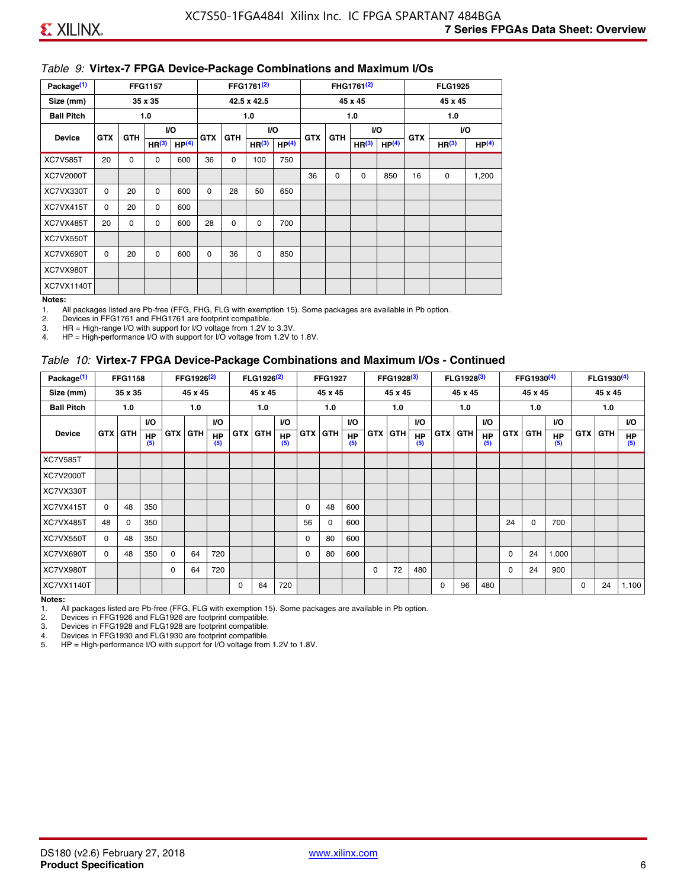*Table 9:* **Virtex-7 FPGA Device-Package Combinations and Maximum I/Os**

| Package[(1)] | FFG1157 | | | | FFG1761[(2)] | | | | FHG1761[(2)] | | | | FLG1925 | | |
|---|---|---|---|---|---|---|---|---|---|---|---|---|---|---|---|
| Size (mm) | 35 x 35 | | | | 42.5 x 42.5 | | | | 45 x 45 | | | | 45 x 45 | | |
| Ball Pitch | 1.0 | | | | 1.0 | | | | 1.0 | | | | 1.0 | | |
| Device | GTX | GTH | I/O | | GTX | GTH | I/O | | GTX | GTH | I/O | | GTX | I/O | |
| | | | HR[(3)] | HP[(4)] | | | HR[(3)] | HP[(4)] | | | HR[(3)] | HP[(4)] | | HR[(3)] | HP[(4)] |
| XC7V585T | 20 | 0 | 0 | 600 | 36 | 0 | 100 | 750 | | | | | | | |
| XC7V2000T | | | | | | | | | 36 | 0 | 0 | 850 | 16 | 0 | 1,200 |
| XC7VX330T | 0 | 20 | 0 | 600 | 0 | 28 | 50 | 650 | | | | | | | |
| XC7VX415T | 0 | 20 | 0 | 600 | | | | | | | | | | | |
| XC7VX485T | 20 | 0 | 0 | 600 | 28 | 0 | 0 | 700 | | | | | | | |
| XC7VX550T | | | | | | | | | | | | | | | |
| XC7VX690T | 0 | 20 | 0 | 600 | 0 | 36 | 0 | 850 | | | | | | | |
| XC7VX980T | | | | | | | | | | | | | | | |
| XC7VX1140T | | | | | | | | | | | | | | | |

**Notes:**

1. All packages listed are Pb-free (FFG, FHG, FLG with exemption 15). Some packages are available in Pb option.
2. Devices in FFG1761 and FHG1761 are footprint compatible.
3. HR = High-range I/O with support for I/O voltage from 1.2V to 3.3V.
4. HP = High-performance I/O with support for I/O voltage from 1.2V to 1.8V.

*Table 10:* **Virtex-7 FPGA Device-Package Combinations and Maximum I/Os - Continued**

| Package[(1)] | FFG1158 | | | FFG1926[(2)] | | | FLG1926[(2)] | | | FFG1927 | | | FFG1928[(3)] | | | FLG1928[(3)] | | | FFG1930[(4)] | | | FLG1930[(4)] | | |
|---|---|---|---|---|---|---|---|---|---|---|---|---|---|---|---|---|---|---|---|---|---|---|---|---|
| Size (mm) | 35 x 35 | | | 45 x 45 | | | 45 x 45 | | | 45 x 45 | | | 45 x 45 | | | 45 x 45 | | | 45 x 45 | | | 45 x 45 | | |
| Ball Pitch | 1.0 | | | 1.0 | | | 1.0 | | | 1.0 | | | 1.0 | | | 1.0 | | | 1.0 | | | 1.0 | | |
| Device | GTX | GTH | I/O HP[(5)] | GTX | GTH | I/O HP[(5)] | GTX | GTH | I/O HP[(5)] | GTX | GTH | I/O HP[(5)] | GTX | GTH | I/O HP[(5)] | GTX | GTH | I/O HP[(5)] | GTX | GTH | I/O HP[(5)] | GTX | GTH | I/O HP[(5)] |
| XC7V585T | | | | | | | | | | | | | | | | | | | | | | | | |
| XC7V2000T | | | | | | | | | | | | | | | | | | | | | | | | |
| XC7VX330T | | | | | | | | | | | | | | | | | | | | | | | | |
| XC7VX415T | 0 | 48 | 350 | | | | | | | 0 | 48 | 600 | | | | | | | | | | | | |
| XC7VX485T | 48 | 0 | 350 | | | | | | | 56 | 0 | 600 | | | | | | | 24 | 0 | 700 | | | |
| XC7VX550T | 0 | 48 | 350 | | | | | | | 0 | 80 | 600 | | | | | | | | | | | | |
| XC7VX690T | 0 | 48 | 350 | 0 | 64 | 720 | | | | 0 | 80 | 600 | | | | | | | 0 | 24 | 1,000 | | | |
| XC7VX980T | | | | 0 | 64 | 720 | | | | | | | 0 | 72 | 480 | | | | 0 | 24 | 900 | | | |
| XC7VX1140T | | | | | | | 0 | 64 | 720 | | | | | | | 0 | 96 | 480 | | | | 0 | 24 | 1,100 |

**Notes:**

1. All packages listed are Pb-free (FFG, FLG with exemption 15). Some packages are available in Pb option.
2. Devices in FFG1926 and FLG1926 are footprint compatible.
3. Devices in FFG1928 and FLG1928 are footprint compatible.
4. Devices in FFG1930 and FLG1930 are footprint compatible.
5. HP = High-performance I/O with support for I/O voltage from 1.2V to 1.8V.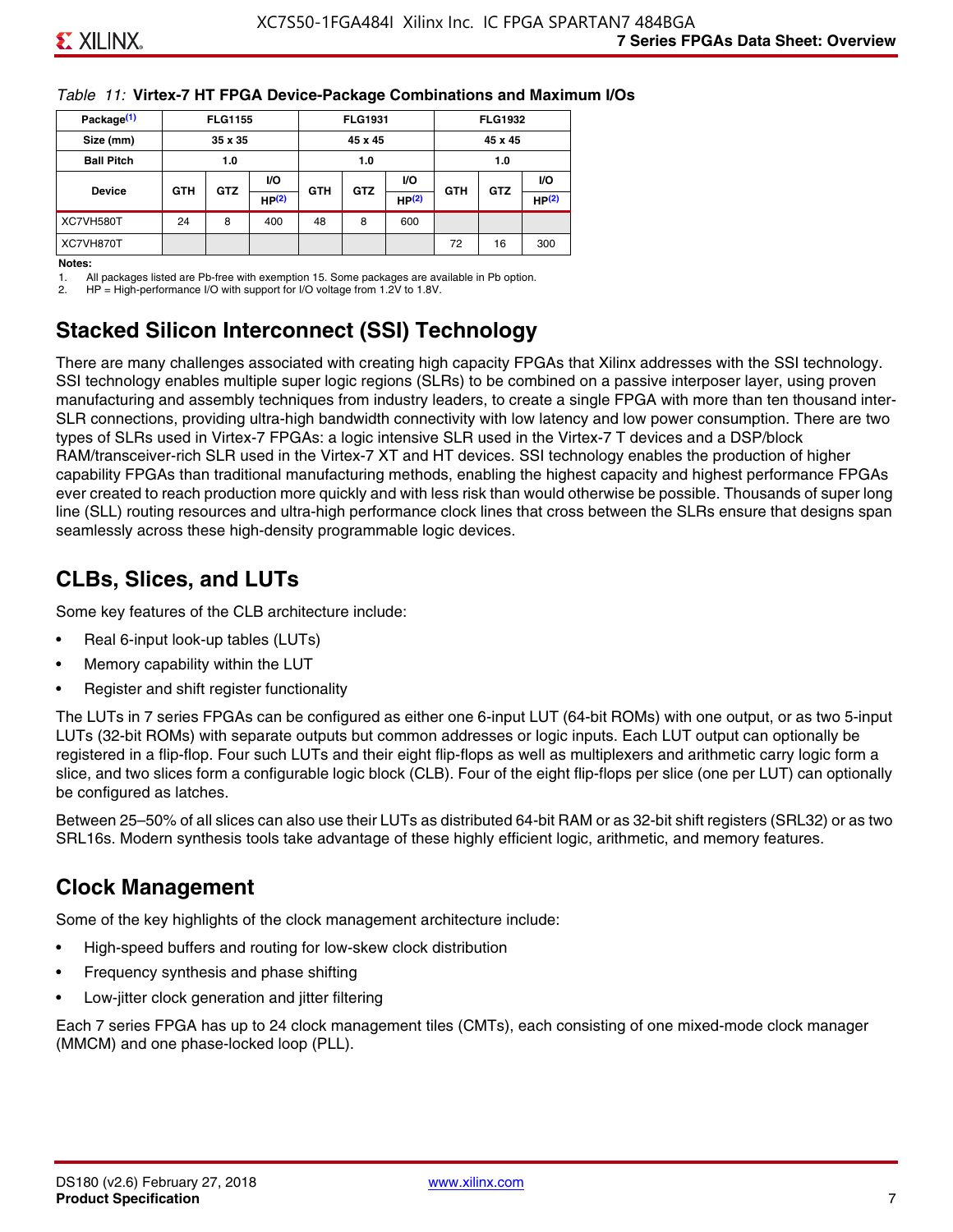*Table 11:* **Virtex-7 HT FPGA Device-Package Combinations and Maximum I/Os**

| Package[(1)] | FLG1155 | | | FLG1931 | | | FLG1932 | | |
|---|---|---|---|---|---|---|---|---|---|
| Size (mm) | 35 x 35 | | | 45 x 45 | | | 45 x 45 | | |
| Ball Pitch | 1.0 | | | 1.0 | | | 1.0 | | |
| Device | GTH | GTZ | I/O HP[(2)] | GTH | GTZ | I/O HP[(2)] | GTH | GTZ | I/O HP[(2)] |
| XC7VH580T | 24 | 8 | 400 | 48 | 8 | 600 | | | |
| XC7VH870T | | | | | | | 72 | 16 | 300 |

**Notes:**

1. All packages listed are Pb-free with exemption 15. Some packages are available in Pb option.
2. HP = High-performance I/O with support for I/O voltage from 1.2V to 1.8V.

## Stacked Silicon Interconnect (SSI) Technology

There are many challenges associated with creating high capacity FPGAs that Xilinx addresses with the SSI technology. SSI technology enables multiple super logic regions (SLRs) to be combined on a passive interposer layer, using proven manufacturing and assembly techniques from industry leaders, to create a single FPGA with more than ten thousand inter-SLR connections, providing ultra-high bandwidth connectivity with low latency and low power consumption. There are two types of SLRs used in Virtex-7 FPGAs: a logic intensive SLR used in the Virtex-7 T devices and a DSP/block RAM/transceiver-rich SLR used in the Virtex-7 XT and HT devices. SSI technology enables the production of higher capability FPGAs than traditional manufacturing methods, enabling the highest capacity and highest performance FPGAs ever created to reach production more quickly and with less risk than would otherwise be possible. Thousands of super long line (SLL) routing resources and ultra-high performance clock lines that cross between the SLRs ensure that designs span seamlessly across these high-density programmable logic devices.

## CLBs, Slices, and LUTs

Some key features of the CLB architecture include:

- Real 6-input look-up tables (LUTs)
- Memory capability within the LUT
- Register and shift register functionality

The LUTs in 7 series FPGAs can be configured as either one 6-input LUT (64-bit ROMs) with one output, or as two 5-input LUTs (32-bit ROMs) with separate outputs but common addresses or logic inputs. Each LUT output can optionally be registered in a flip-flop. Four such LUTs and their eight flip-flops as well as multiplexers and arithmetic carry logic form a slice, and two slices form a configurable logic block (CLB). Four of the eight flip-flops per slice (one per LUT) can optionally be configured as latches.

Between 25–50% of all slices can also use their LUTs as distributed 64-bit RAM or as 32-bit shift registers (SRL32) or as two SRL16s. Modern synthesis tools take advantage of these highly efficient logic, arithmetic, and memory features.

## Clock Management

Some of the key highlights of the clock management architecture include:

- High-speed buffers and routing for low-skew clock distribution
- Frequency synthesis and phase shifting
- Low-jitter clock generation and jitter filtering

Each 7 series FPGA has up to 24 clock management tiles (CMTs), each consisting of one mixed-mode clock manager (MMCM) and one phase-locked loop (PLL).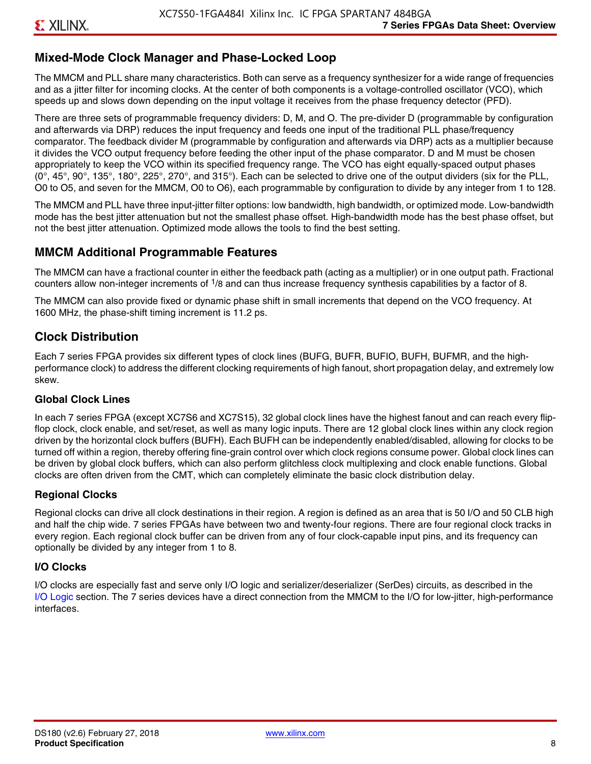## Mixed-Mode Clock Manager and Phase-Locked Loop

The MMCM and PLL share many characteristics. Both can serve as a frequency synthesizer for a wide range of frequencies and as a jitter filter for incoming clocks. At the center of both components is a voltage-controlled oscillator (VCO), which speeds up and slows down depending on the input voltage it receives from the phase frequency detector (PFD).

There are three sets of programmable frequency dividers: D, M, and O. The pre-divider D (programmable by configuration and afterwards via DRP) reduces the input frequency and feeds one input of the traditional PLL phase/frequency comparator. The feedback divider M (programmable by configuration and afterwards via DRP) acts as a multiplier because it divides the VCO output frequency before feeding the other input of the phase comparator. D and M must be chosen appropriately to keep the VCO within its specified frequency range. The VCO has eight equally-spaced output phases (0°, 45°, 90°, 135°, 180°, 225°, 270°, and 315°). Each can be selected to drive one of the output dividers (six for the PLL, O0 to O5, and seven for the MMCM, O0 to O6), each programmable by configuration to divide by any integer from 1 to 128.

The MMCM and PLL have three input-jitter filter options: low bandwidth, high bandwidth, or optimized mode. Low-bandwidth mode has the best jitter attenuation but not the smallest phase offset. High-bandwidth mode has the best phase offset, but not the best jitter attenuation. Optimized mode allows the tools to find the best setting.

## MMCM Additional Programmable Features

The MMCM can have a fractional counter in either the feedback path (acting as a multiplier) or in one output path. Fractional counters allow non-integer increments of $^1/_8$ and can thus increase frequency synthesis capabilities by a factor of 8.

The MMCM can also provide fixed or dynamic phase shift in small increments that depend on the VCO frequency. At 1600 MHz, the phase-shift timing increment is 11.2 ps.

## Clock Distribution

Each 7 series FPGA provides six different types of clock lines (BUFG, BUFR, BUFIO, BUFH, BUFMR, and the high-performance clock) to address the different clocking requirements of high fanout, short propagation delay, and extremely low skew.

### Global Clock Lines

In each 7 series FPGA (except XC7S6 and XC7S15), 32 global clock lines have the highest fanout and can reach every flip-flop clock, clock enable, and set/reset, as well as many logic inputs. There are 12 global clock lines within any clock region driven by the horizontal clock buffers (BUFH). Each BUFH can be independently enabled/disabled, allowing for clocks to be turned off within a region, thereby offering fine-grain control over which clock regions consume power. Global clock lines can be driven by global clock buffers, which can also perform glitchless clock multiplexing and clock enable functions. Global clocks are often driven from the CMT, which can completely eliminate the basic clock distribution delay.

### Regional Clocks

Regional clocks can drive all clock destinations in their region. A region is defined as an area that is 50 I/O and 50 CLB high and half the chip wide. 7 series FPGAs have between two and twenty-four regions. There are four regional clock tracks in every region. Each regional clock buffer can be driven from any of four clock-capable input pins, and its frequency can optionally be divided by any integer from 1 to 8.

### I/O Clocks

I/O clocks are especially fast and serve only I/O logic and serializer/deserializer (SerDes) circuits, as described in the I/O Logic section. The 7 series devices have a direct connection from the MMCM to the I/O for low-jitter, high-performance interfaces.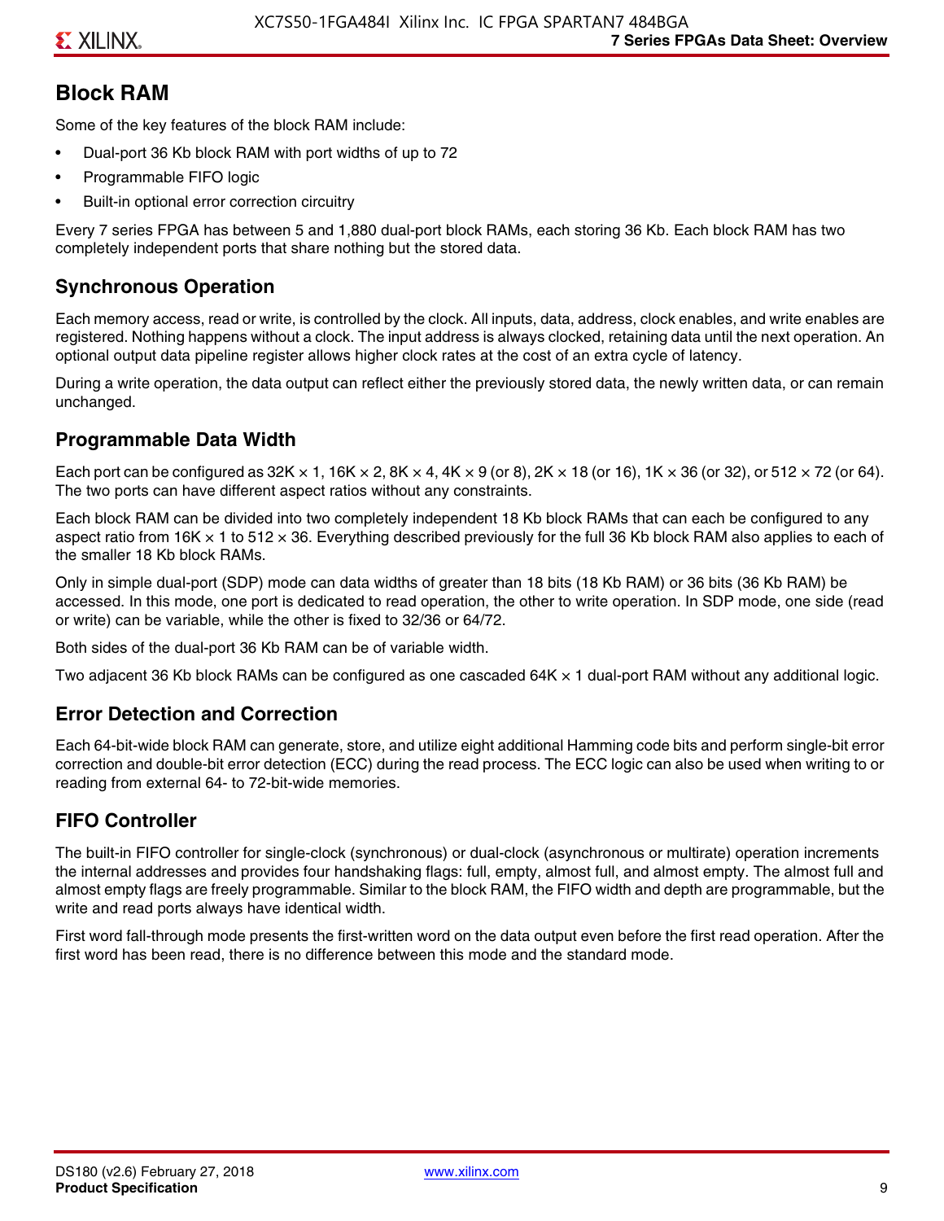## Block RAM

Some of the key features of the block RAM include:

- Dual-port 36 Kb block RAM with port widths of up to 72
- Programmable FIFO logic
- Built-in optional error correction circuitry

Every 7 series FPGA has between 5 and 1,880 dual-port block RAMs, each storing 36 Kb. Each block RAM has two completely independent ports that share nothing but the stored data.

### Synchronous Operation

Each memory access, read or write, is controlled by the clock. All inputs, data, address, clock enables, and write enables are registered. Nothing happens without a clock. The input address is always clocked, retaining data until the next operation. An optional output data pipeline register allows higher clock rates at the cost of an extra cycle of latency.

During a write operation, the data output can reflect either the previously stored data, the newly written data, or can remain unchanged.

### Programmable Data Width

Each port can be configured as 32K × 1, 16K × 2, 8K × 4, 4K × 9 (or 8), 2K × 18 (or 16), 1K × 36 (or 32), or 512 × 72 (or 64). The two ports can have different aspect ratios without any constraints.

Each block RAM can be divided into two completely independent 18 Kb block RAMs that can each be configured to any aspect ratio from 16K × 1 to 512 × 36. Everything described previously for the full 36 Kb block RAM also applies to each of the smaller 18 Kb block RAMs.

Only in simple dual-port (SDP) mode can data widths of greater than 18 bits (18 Kb RAM) or 36 bits (36 Kb RAM) be accessed. In this mode, one port is dedicated to read operation, the other to write operation. In SDP mode, one side (read or write) can be variable, while the other is fixed to 32/36 or 64/72.

Both sides of the dual-port 36 Kb RAM can be of variable width.

Two adjacent 36 Kb block RAMs can be configured as one cascaded 64K × 1 dual-port RAM without any additional logic.

### Error Detection and Correction

Each 64-bit-wide block RAM can generate, store, and utilize eight additional Hamming code bits and perform single-bit error correction and double-bit error detection (ECC) during the read process. The ECC logic can also be used when writing to or reading from external 64- to 72-bit-wide memories.

### FIFO Controller

The built-in FIFO controller for single-clock (synchronous) or dual-clock (asynchronous or multirate) operation increments the internal addresses and provides four handshaking flags: full, empty, almost full, and almost empty. The almost full and almost empty flags are freely programmable. Similar to the block RAM, the FIFO width and depth are programmable, but the write and read ports always have identical width.

First word fall-through mode presents the first-written word on the data output even before the first read operation. After the first word has been read, there is no difference between this mode and the standard mode.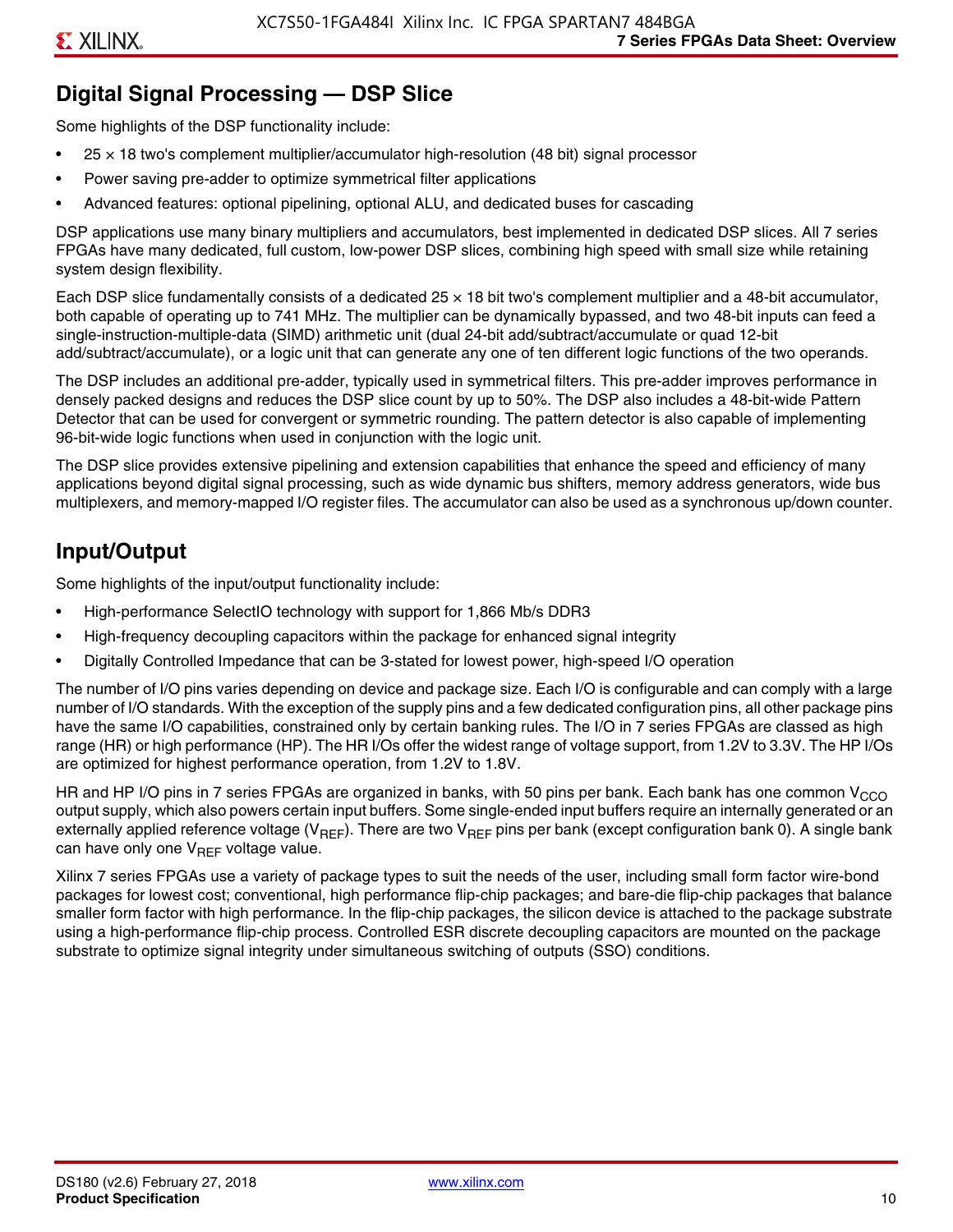## Digital Signal Processing — DSP Slice

Some highlights of the DSP functionality include:

- 25 × 18 two's complement multiplier/accumulator high-resolution (48 bit) signal processor
- Power saving pre-adder to optimize symmetrical filter applications
- Advanced features: optional pipelining, optional ALU, and dedicated buses for cascading

DSP applications use many binary multipliers and accumulators, best implemented in dedicated DSP slices. All 7 series FPGAs have many dedicated, full custom, low-power DSP slices, combining high speed with small size while retaining system design flexibility.

Each DSP slice fundamentally consists of a dedicated 25 × 18 bit two's complement multiplier and a 48-bit accumulator, both capable of operating up to 741 MHz. The multiplier can be dynamically bypassed, and two 48-bit inputs can feed a single-instruction-multiple-data (SIMD) arithmetic unit (dual 24-bit add/subtract/accumulate or quad 12-bit add/subtract/accumulate), or a logic unit that can generate any one of ten different logic functions of the two operands.

The DSP includes an additional pre-adder, typically used in symmetrical filters. This pre-adder improves performance in densely packed designs and reduces the DSP slice count by up to 50%. The DSP also includes a 48-bit-wide Pattern Detector that can be used for convergent or symmetric rounding. The pattern detector is also capable of implementing 96-bit-wide logic functions when used in conjunction with the logic unit.

The DSP slice provides extensive pipelining and extension capabilities that enhance the speed and efficiency of many applications beyond digital signal processing, such as wide dynamic bus shifters, memory address generators, wide bus multiplexers, and memory-mapped I/O register files. The accumulator can also be used as a synchronous up/down counter.

## Input/Output

Some highlights of the input/output functionality include:

- High-performance SelectIO technology with support for 1,866 Mb/s DDR3
- High-frequency decoupling capacitors within the package for enhanced signal integrity
- Digitally Controlled Impedance that can be 3-stated for lowest power, high-speed I/O operation

The number of I/O pins varies depending on device and package size. Each I/O is configurable and can comply with a large number of I/O standards. With the exception of the supply pins and a few dedicated configuration pins, all other package pins have the same I/O capabilities, constrained only by certain banking rules. The I/O in 7 series FPGAs are classed as high range (HR) or high performance (HP). The HR I/Os offer the widest range of voltage support, from 1.2V to 3.3V. The HP I/Os are optimized for highest performance operation, from 1.2V to 1.8V.

HR and HP I/O pins in 7 series FPGAs are organized in banks, with 50 pins per bank. Each bank has one common $V_{CCO}$ output supply, which also powers certain input buffers. Some single-ended input buffers require an internally generated or an externally applied reference voltage ($V_{REF}$). There are two $V_{REF}$ pins per bank (except configuration bank 0). A single bank can have only one $V_{REF}$ voltage value.

Xilinx 7 series FPGAs use a variety of package types to suit the needs of the user, including small form factor wire-bond packages for lowest cost; conventional, high performance flip-chip packages; and bare-die flip-chip packages that balance smaller form factor with high performance. In the flip-chip packages, the silicon device is attached to the package substrate using a high-performance flip-chip process. Controlled ESR discrete decoupling capacitors are mounted on the package substrate to optimize signal integrity under simultaneous switching of outputs (SSO) conditions.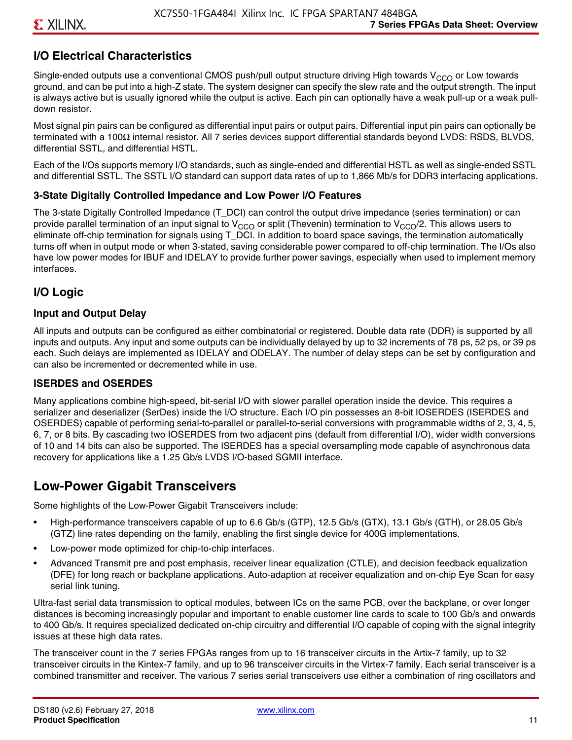## I/O Electrical Characteristics

Single-ended outputs use a conventional CMOS push/pull output structure driving High towards $V_{CCO}$ or Low towards ground, and can be put into a high-Z state. The system designer can specify the slew rate and the output strength. The input is always active but is usually ignored while the output is active. Each pin can optionally have a weak pull-up or a weak pull-down resistor.

Most signal pin pairs can be configured as differential input pairs or output pairs. Differential input pin pairs can optionally be terminated with a 100Ω internal resistor. All 7 series devices support differential standards beyond LVDS: RSDS, BLVDS, differential SSTL, and differential HSTL.

Each of the I/Os supports memory I/O standards, such as single-ended and differential HSTL as well as single-ended SSTL and differential SSTL. The SSTL I/O standard can support data rates of up to 1,866 Mb/s for DDR3 interfacing applications.

### 3-State Digitally Controlled Impedance and Low Power I/O Features

The 3-state Digitally Controlled Impedance (T_DCI) can control the output drive impedance (series termination) or can provide parallel termination of an input signal to $V_{CCO}$ or split (Thevenin) termination to $V_{CCO}/2$. This allows users to eliminate off-chip termination for signals using T_DCI. In addition to board space savings, the termination automatically turns off when in output mode or when 3-stated, saving considerable power compared to off-chip termination. The I/Os also have low power modes for IBUF and IDELAY to provide further power savings, especially when used to implement memory interfaces.

## I/O Logic

### Input and Output Delay

All inputs and outputs can be configured as either combinatorial or registered. Double data rate (DDR) is supported by all inputs and outputs. Any input and some outputs can be individually delayed by up to 32 increments of 78 ps, 52 ps, or 39 ps each. Such delays are implemented as IDELAY and ODELAY. The number of delay steps can be set by configuration and can also be incremented or decremented while in use.

### ISERDES and OSERDES

Many applications combine high-speed, bit-serial I/O with slower parallel operation inside the device. This requires a serializer and deserializer (SerDes) inside the I/O structure. Each I/O pin possesses an 8-bit IOSERDES (ISERDES and OSERDES) capable of performing serial-to-parallel or parallel-to-serial conversions with programmable widths of 2, 3, 4, 5, 6, 7, or 8 bits. By cascading two IOSERDES from two adjacent pins (default from differential I/O), wider width conversions of 10 and 14 bits can also be supported. The ISERDES has a special oversampling mode capable of asynchronous data recovery for applications like a 1.25 Gb/s LVDS I/O-based SGMII interface.

## Low-Power Gigabit Transceivers

Some highlights of the Low-Power Gigabit Transceivers include:

- High-performance transceivers capable of up to 6.6 Gb/s (GTP), 12.5 Gb/s (GTX), 13.1 Gb/s (GTH), or 28.05 Gb/s (GTZ) line rates depending on the family, enabling the first single device for 400G implementations.
- Low-power mode optimized for chip-to-chip interfaces.
- Advanced Transmit pre and post emphasis, receiver linear equalization (CTLE), and decision feedback equalization (DFE) for long reach or backplane applications. Auto-adaption at receiver equalization and on-chip Eye Scan for easy serial link tuning.

Ultra-fast serial data transmission to optical modules, between ICs on the same PCB, over the backplane, or over longer distances is becoming increasingly popular and important to enable customer line cards to scale to 100 Gb/s and onwards to 400 Gb/s. It requires specialized dedicated on-chip circuitry and differential I/O capable of coping with the signal integrity issues at these high data rates.

The transceiver count in the 7 series FPGAs ranges from up to 16 transceiver circuits in the Artix-7 family, up to 32 transceiver circuits in the Kintex-7 family, and up to 96 transceiver circuits in the Virtex-7 family. Each serial transceiver is a combined transmitter and receiver. The various 7 series serial transceivers use either a combination of ring oscillators and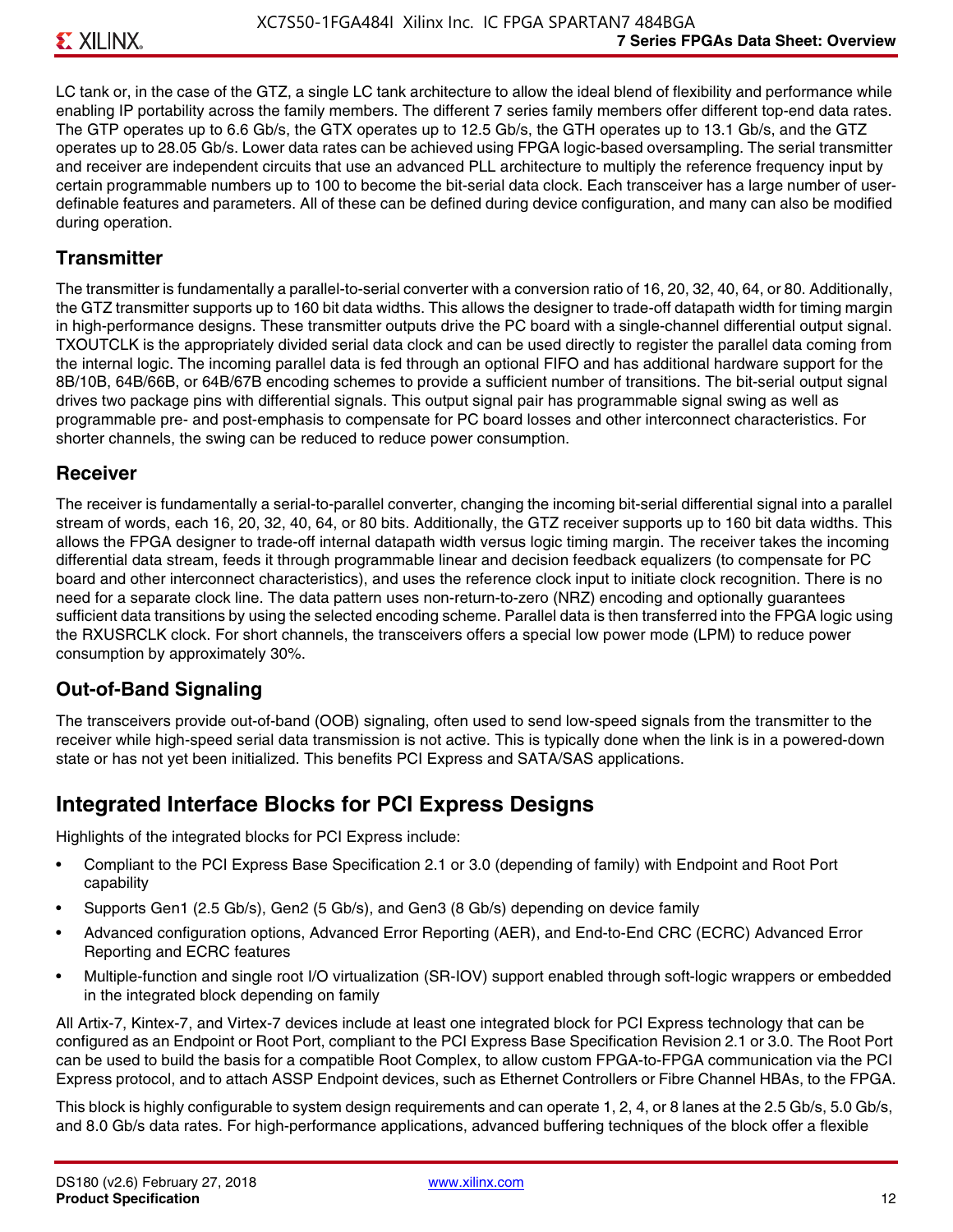LC tank or, in the case of the GTZ, a single LC tank architecture to allow the ideal blend of flexibility and performance while enabling IP portability across the family members. The different 7 series family members offer different top-end data rates. The GTP operates up to 6.6 Gb/s, the GTX operates up to 12.5 Gb/s, the GTH operates up to 13.1 Gb/s, and the GTZ operates up to 28.05 Gb/s. Lower data rates can be achieved using FPGA logic-based oversampling. The serial transmitter and receiver are independent circuits that use an advanced PLL architecture to multiply the reference frequency input by certain programmable numbers up to 100 to become the bit-serial data clock. Each transceiver has a large number of user-definable features and parameters. All of these can be defined during device configuration, and many can also be modified during operation.

### Transmitter

The transmitter is fundamentally a parallel-to-serial converter with a conversion ratio of 16, 20, 32, 40, 64, or 80. Additionally, the GTZ transmitter supports up to 160 bit data widths. This allows the designer to trade-off datapath width for timing margin in high-performance designs. These transmitter outputs drive the PC board with a single-channel differential output signal. TXOUTCLK is the appropriately divided serial data clock and can be used directly to register the parallel data coming from the internal logic. The incoming parallel data is fed through an optional FIFO and has additional hardware support for the 8B/10B, 64B/66B, or 64B/67B encoding schemes to provide a sufficient number of transitions. The bit-serial output signal drives two package pins with differential signals. This output signal pair has programmable signal swing as well as programmable pre- and post-emphasis to compensate for PC board losses and other interconnect characteristics. For shorter channels, the swing can be reduced to reduce power consumption.

### Receiver

The receiver is fundamentally a serial-to-parallel converter, changing the incoming bit-serial differential signal into a parallel stream of words, each 16, 20, 32, 40, 64, or 80 bits. Additionally, the GTZ receiver supports up to 160 bit data widths. This allows the FPGA designer to trade-off internal datapath width versus logic timing margin. The receiver takes the incoming differential data stream, feeds it through programmable linear and decision feedback equalizers (to compensate for PC board and other interconnect characteristics), and uses the reference clock input to initiate clock recognition. There is no need for a separate clock line. The data pattern uses non-return-to-zero (NRZ) encoding and optionally guarantees sufficient data transitions by using the selected encoding scheme. Parallel data is then transferred into the FPGA logic using the RXUSRCLK clock. For short channels, the transceivers offers a special low power mode (LPM) to reduce power consumption by approximately 30%.

### Out-of-Band Signaling

The transceivers provide out-of-band (OOB) signaling, often used to send low-speed signals from the transmitter to the receiver while high-speed serial data transmission is not active. This is typically done when the link is in a powered-down state or has not yet been initialized. This benefits PCI Express and SATA/SAS applications.

## Integrated Interface Blocks for PCI Express Designs

Highlights of the integrated blocks for PCI Express include:

- Compliant to the PCI Express Base Specification 2.1 or 3.0 (depending of family) with Endpoint and Root Port capability
- Supports Gen1 (2.5 Gb/s), Gen2 (5 Gb/s), and Gen3 (8 Gb/s) depending on device family
- Advanced configuration options, Advanced Error Reporting (AER), and End-to-End CRC (ECRC) Advanced Error Reporting and ECRC features
- Multiple-function and single root I/O virtualization (SR-IOV) support enabled through soft-logic wrappers or embedded in the integrated block depending on family

All Artix-7, Kintex-7, and Virtex-7 devices include at least one integrated block for PCI Express technology that can be configured as an Endpoint or Root Port, compliant to the PCI Express Base Specification Revision 2.1 or 3.0. The Root Port can be used to build the basis for a compatible Root Complex, to allow custom FPGA-to-FPGA communication via the PCI Express protocol, and to attach ASSP Endpoint devices, such as Ethernet Controllers or Fibre Channel HBAs, to the FPGA.

This block is highly configurable to system design requirements and can operate 1, 2, 4, or 8 lanes at the 2.5 Gb/s, 5.0 Gb/s, and 8.0 Gb/s data rates. For high-performance applications, advanced buffering techniques of the block offer a flexible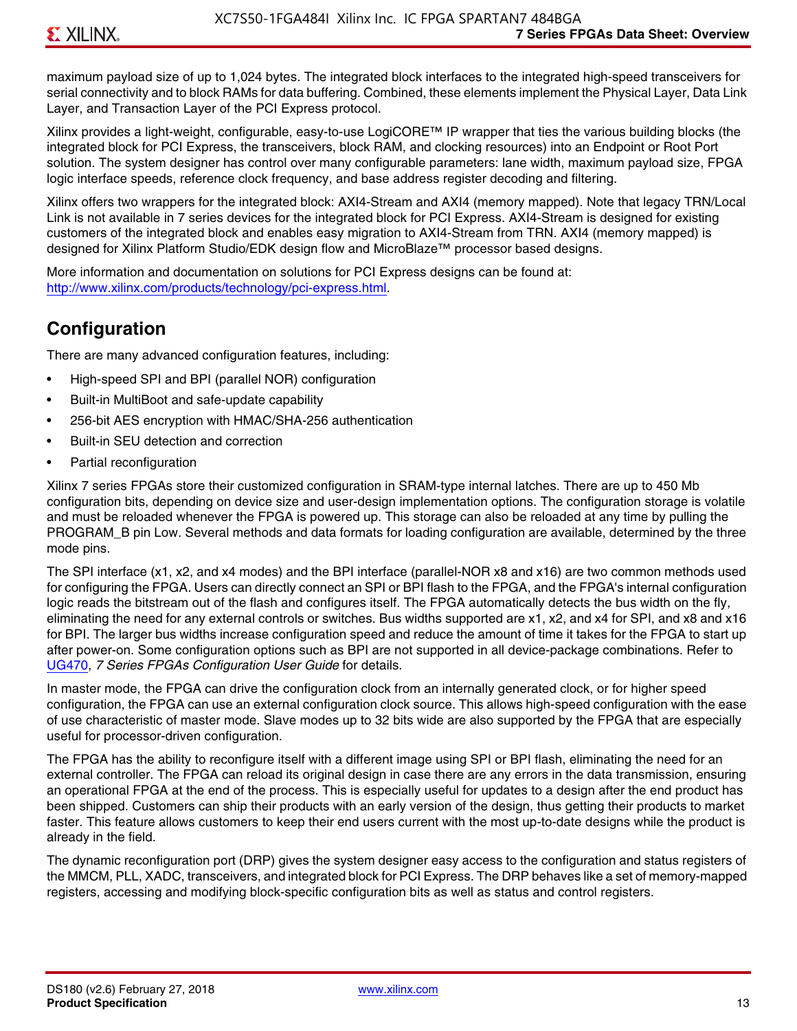maximum payload size of up to 1,024 bytes. The integrated block interfaces to the integrated high-speed transceivers for serial connectivity and to block RAMs for data buffering. Combined, these elements implement the Physical Layer, Data Link Layer, and Transaction Layer of the PCI Express protocol.

Xilinx provides a light-weight, configurable, easy-to-use LogiCORE™ IP wrapper that ties the various building blocks (the integrated block for PCI Express, the transceivers, block RAM, and clocking resources) into an Endpoint or Root Port solution. The system designer has control over many configurable parameters: lane width, maximum payload size, FPGA logic interface speeds, reference clock frequency, and base address register decoding and filtering.

Xilinx offers two wrappers for the integrated block: AXI4-Stream and AXI4 (memory mapped). Note that legacy TRN/Local Link is not available in 7 series devices for the integrated block for PCI Express. AXI4-Stream is designed for existing customers of the integrated block and enables easy migration to AXI4-Stream from TRN. AXI4 (memory mapped) is designed for Xilinx Platform Studio/EDK design flow and MicroBlaze™ processor based designs.

More information and documentation on solutions for PCI Express designs can be found at: http://www.xilinx.com/products/technology/pci-express.html.

## Configuration

There are many advanced configuration features, including:

- High-speed SPI and BPI (parallel NOR) configuration
- Built-in MultiBoot and safe-update capability
- 256-bit AES encryption with HMAC/SHA-256 authentication
- Built-in SEU detection and correction
- Partial reconfiguration

Xilinx 7 series FPGAs store their customized configuration in SRAM-type internal latches. There are up to 450 Mb configuration bits, depending on device size and user-design implementation options. The configuration storage is volatile and must be reloaded whenever the FPGA is powered up. This storage can also be reloaded at any time by pulling the PROGRAM_B pin Low. Several methods and data formats for loading configuration are available, determined by the three mode pins.

The SPI interface (x1, x2, and x4 modes) and the BPI interface (parallel-NOR x8 and x16) are two common methods used for configuring the FPGA. Users can directly connect an SPI or BPI flash to the FPGA, and the FPGA's internal configuration logic reads the bitstream out of the flash and configures itself. The FPGA automatically detects the bus width on the fly, eliminating the need for any external controls or switches. Bus widths supported are x1, x2, and x4 for SPI, and x8 and x16 for BPI. The larger bus widths increase configuration speed and reduce the amount of time it takes for the FPGA to start up after power-on. Some configuration options such as BPI are not supported in all device-package combinations. Refer to UG470, *7 Series FPGAs Configuration User Guide* for details.

In master mode, the FPGA can drive the configuration clock from an internally generated clock, or for higher speed configuration, the FPGA can use an external configuration clock source. This allows high-speed configuration with the ease of use characteristic of master mode. Slave modes up to 32 bits wide are also supported by the FPGA that are especially useful for processor-driven configuration.

The FPGA has the ability to reconfigure itself with a different image using SPI or BPI flash, eliminating the need for an external controller. The FPGA can reload its original design in case there are any errors in the data transmission, ensuring an operational FPGA at the end of the process. This is especially useful for updates to a design after the end product has been shipped. Customers can ship their products with an early version of the design, thus getting their products to market faster. This feature allows customers to keep their end users current with the most up-to-date designs while the product is already in the field.

The dynamic reconfiguration port (DRP) gives the system designer easy access to the configuration and status registers of the MMCM, PLL, XADC, transceivers, and integrated block for PCI Express. The DRP behaves like a set of memory-mapped registers, accessing and modifying block-specific configuration bits as well as status and control registers.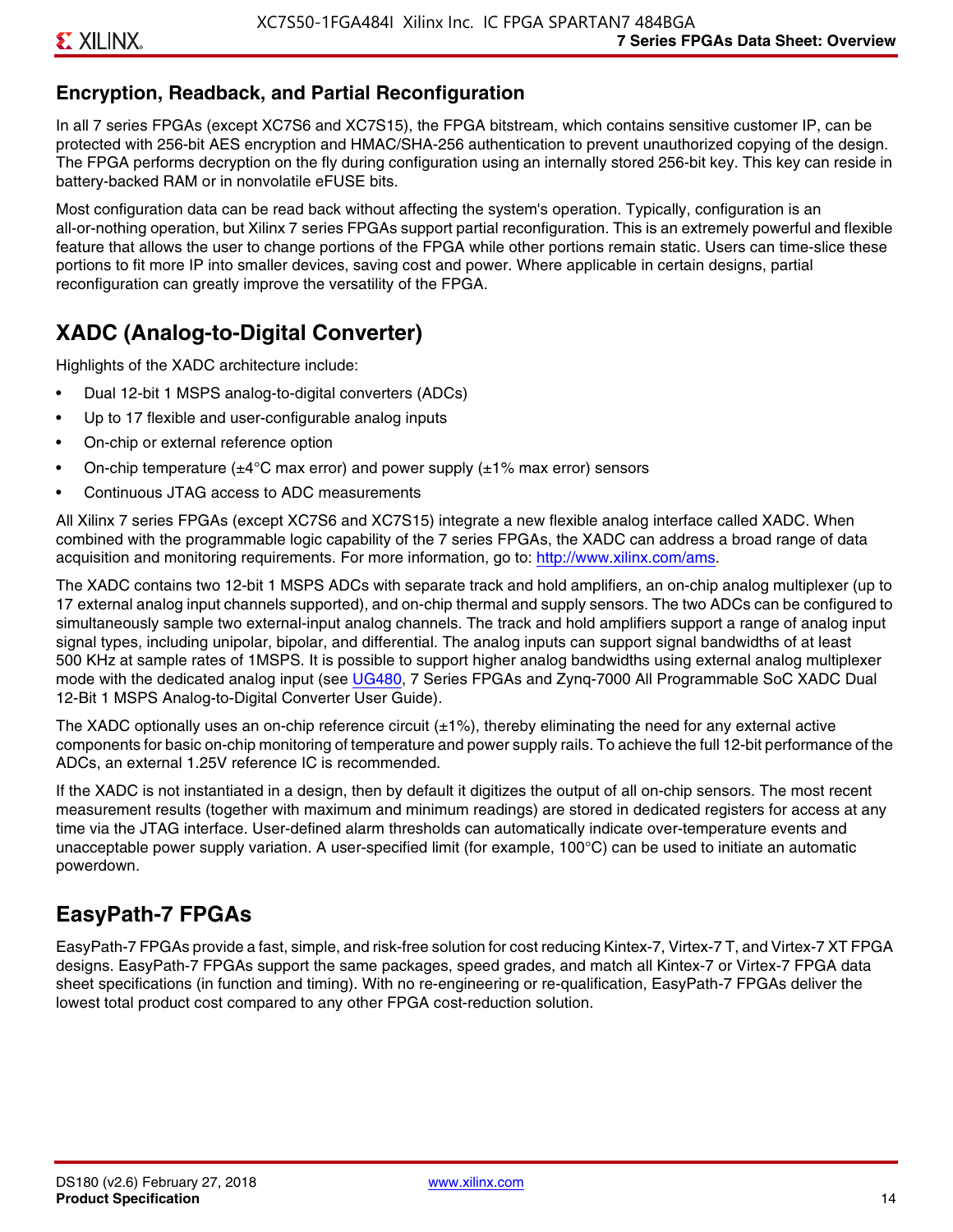## Encryption, Readback, and Partial Reconfiguration

In all 7 series FPGAs (except XC7S6 and XC7S15), the FPGA bitstream, which contains sensitive customer IP, can be protected with 256-bit AES encryption and HMAC/SHA-256 authentication to prevent unauthorized copying of the design. The FPGA performs decryption on the fly during configuration using an internally stored 256-bit key. This key can reside in battery-backed RAM or in nonvolatile eFUSE bits.

Most configuration data can be read back without affecting the system's operation. Typically, configuration is an all-or-nothing operation, but Xilinx 7 series FPGAs support partial reconfiguration. This is an extremely powerful and flexible feature that allows the user to change portions of the FPGA while other portions remain static. Users can time-slice these portions to fit more IP into smaller devices, saving cost and power. Where applicable in certain designs, partial reconfiguration can greatly improve the versatility of the FPGA.

# XADC (Analog-to-Digital Converter)

Highlights of the XADC architecture include:

- Dual 12-bit 1 MSPS analog-to-digital converters (ADCs)
- Up to 17 flexible and user-configurable analog inputs
- On-chip or external reference option
- On-chip temperature (±4°C max error) and power supply (±1% max error) sensors
- Continuous JTAG access to ADC measurements

All Xilinx 7 series FPGAs (except XC7S6 and XC7S15) integrate a new flexible analog interface called XADC. When combined with the programmable logic capability of the 7 series FPGAs, the XADC can address a broad range of data acquisition and monitoring requirements. For more information, go to: http://www.xilinx.com/ams.

The XADC contains two 12-bit 1 MSPS ADCs with separate track and hold amplifiers, an on-chip analog multiplexer (up to 17 external analog input channels supported), and on-chip thermal and supply sensors. The two ADCs can be configured to simultaneously sample two external-input analog channels. The track and hold amplifiers support a range of analog input signal types, including unipolar, bipolar, and differential. The analog inputs can support signal bandwidths of at least 500 KHz at sample rates of 1MSPS. It is possible to support higher analog bandwidths using external analog multiplexer mode with the dedicated analog input (see UG480, 7 Series FPGAs and Zynq-7000 All Programmable SoC XADC Dual 12-Bit 1 MSPS Analog-to-Digital Converter User Guide).

The XADC optionally uses an on-chip reference circuit (±1%), thereby eliminating the need for any external active components for basic on-chip monitoring of temperature and power supply rails. To achieve the full 12-bit performance of the ADCs, an external 1.25V reference IC is recommended.

If the XADC is not instantiated in a design, then by default it digitizes the output of all on-chip sensors. The most recent measurement results (together with maximum and minimum readings) are stored in dedicated registers for access at any time via the JTAG interface. User-defined alarm thresholds can automatically indicate over-temperature events and unacceptable power supply variation. A user-specified limit (for example, 100°C) can be used to initiate an automatic powerdown.

# EasyPath-7 FPGAs

EasyPath-7 FPGAs provide a fast, simple, and risk-free solution for cost reducing Kintex-7, Virtex-7 T, and Virtex-7 XT FPGA designs. EasyPath-7 FPGAs support the same packages, speed grades, and match all Kintex-7 or Virtex-7 FPGA data sheet specifications (in function and timing). With no re-engineering or re-qualification, EasyPath-7 FPGAs deliver the lowest total product cost compared to any other FPGA cost-reduction solution.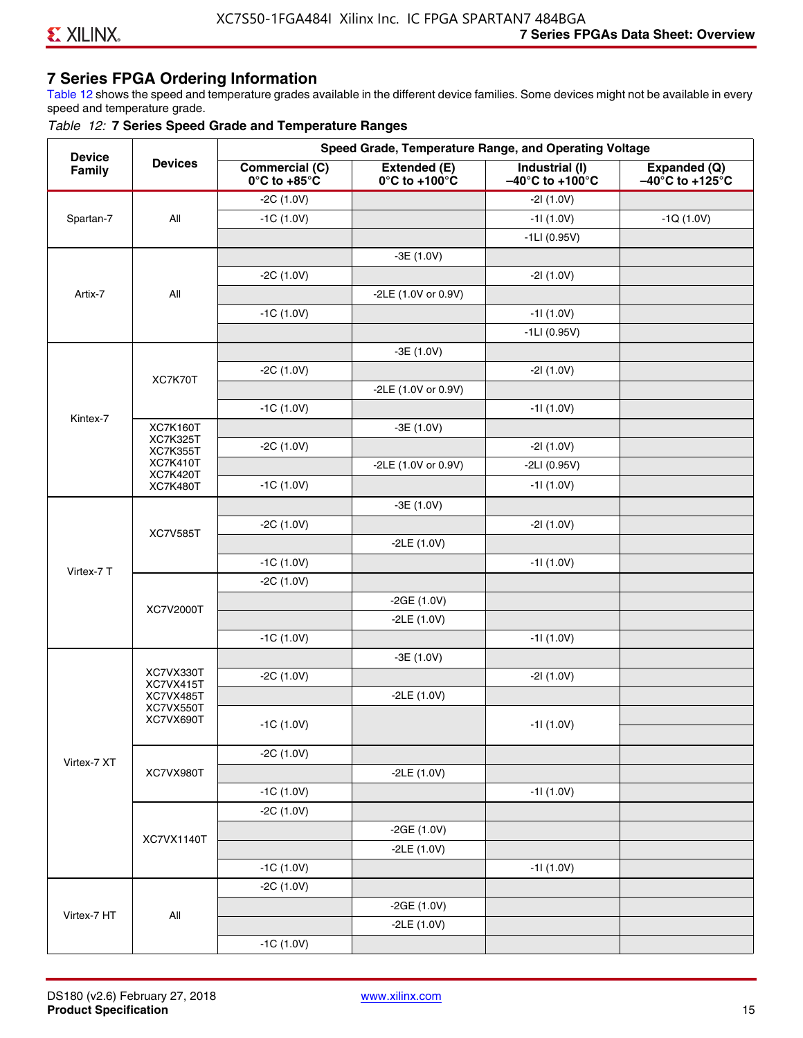## 7 Series FPGA Ordering Information

Table 12 shows the speed and temperature grades available in the different device families. Some devices might not be available in every speed and temperature grade.

*Table 12:* **7 Series Speed Grade and Temperature Ranges**

| Device Family | Devices | Speed Grade, Temperature Range, and Operating Voltage | | | |
|---|---|---|---|---|---|
| | | **Commercial (C) 0°C to +85°C** | **Extended (E) 0°C to +100°C** | **Industrial (I) –40°C to +100°C** | **Expanded (Q) –40°C to +125°C** |
| Spartan-7 | All | -2C (1.0V) | | -2I (1.0V) | |
| | | -1C (1.0V) | | -1I (1.0V) | -1Q (1.0V) |
| | | | | -1LI (0.95V) | |
| Artix-7 | All | | -3E (1.0V) | | |
| | | -2C (1.0V) | | -2I (1.0V) | |
| | | | -2LE (1.0V or 0.9V) | | |
| | | -1C (1.0V) | | -1I (1.0V) | |
| | | | | -1LI (0.95V) | |
| Kintex-7 | XC7K70T | | -3E (1.0V) | | |
| | | -2C (1.0V) | | -2I (1.0V) | |
| | | | -2LE (1.0V or 0.9V) | | |
| | | -1C (1.0V) | | -1I (1.0V) | |
| | XC7K160T XC7K325T XC7K355T XC7K410T XC7K420T XC7K480T | | -3E (1.0V) | | |
| | | -2C (1.0V) | | -2I (1.0V) | |
| | | | -2LE (1.0V or 0.9V) | -2LI (0.95V) | |
| | | -1C (1.0V) | | -1I (1.0V) | |
| Virtex-7 T | XC7V585T | | -3E (1.0V) | | |
| | | -2C (1.0V) | | -2I (1.0V) | |
| | | | -2LE (1.0V) | | |
| | | -1C (1.0V) | | -1I (1.0V) | |
| | XC7V2000T | -2C (1.0V) | | | |
| | | | -2GE (1.0V) | | |
| | | | -2LE (1.0V) | | |
| | | -1C (1.0V) | | -1I (1.0V) | |
| Virtex-7 XT | XC7VX330T XC7VX415T XC7VX485T XC7VX550T XC7VX690T | | -3E (1.0V) | | |
| | | -2C (1.0V) | | -2I (1.0V) | |
| | | | -2LE (1.0V) | | |
| | | -1C (1.0V) | | -1I (1.0V) | |
| | XC7VX980T | -2C (1.0V) | | | |
| | | | -2LE (1.0V) | | |
| | | -1C (1.0V) | | -1I (1.0V) | |
| | XC7VX1140T | -2C (1.0V) | | | |
| | | | -2GE (1.0V) | | |
| | | | -2LE (1.0V) | | |
| | | -1C (1.0V) | | -1I (1.0V) | |
| Virtex-7 HT | All | -2C (1.0V) | | | |
| | | | -2GE (1.0V) | | |
| | | | -2LE (1.0V) | | |
| | | -1C (1.0V) | | | |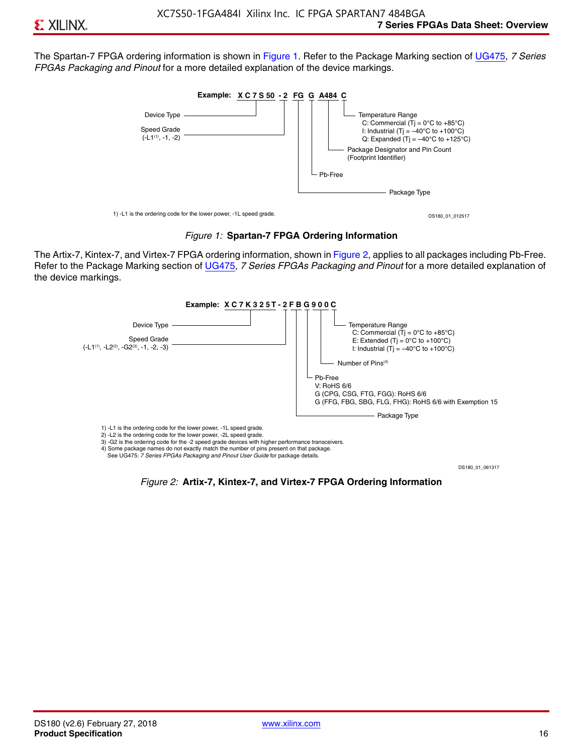The Spartan-7 FPGA ordering information is shown in Figure 1. Refer to the Package Marking section of UG475, *7 Series FPGAs Packaging and Pinout* for a more detailed explanation of the device markings.

**Example: XC7S50 -2 FG G A484 C**

- XC7S50: Device Type
- -2: Speed Grade (-L1(1), -1, -2)
- FG: Package Type
- G: Pb-Free
- A484: Package Designator and Pin Count (Footprint Identifier)
- C: Temperature Range
  - C: Commercial (Tj = 0°C to +85°C)
  - I: Industrial (Tj = –40°C to +100°C)
  - Q: Expanded (Tj = –40°C to +125°C)

1) -L1 is the ordering code for the lower power, -1L speed grade.

DS180_01_012517

*Figure 1:* **Spartan-7 FPGA Ordering Information**

The Artix-7, Kintex-7, and Virtex-7 FPGA ordering information, shown in Figure 2, applies to all packages including Pb-Free. Refer to the Package Marking section of UG475, *7 Series FPGAs Packaging and Pinout* for a more detailed explanation of the device markings.

**Example: XC7K325T -2 FB G 900 C**

- XC7K325T: Device Type
- -2: Speed Grade (-L1(1), -L2(2), -G2(3), -1, -2, -3)
- FB: Package Type
- G: Pb-Free
  - V: RoHS 6/6
  - G (CPG, CSG, FTG, FGG): RoHS 6/6
  - G (FFG, FBG, SBG, FLG, FHG): RoHS 6/6 with Exemption 15
- 900: Number of Pins(4)
- C: Temperature Range
  - C: Commercial (Tj = 0°C to +85°C)
  - E: Extended (Tj = 0°C to +100°C)
  - I: Industrial (Tj = –40°C to +100°C)

1) -L1 is the ordering code for the lower power, -1L speed grade.
2) -L2 is the ordering code for the lower power, -2L speed grade.
3) -G2 is the ordering code for the -2 speed grade devices with higher performance transceivers.
4) Some package names do not exactly match the number of pins present on that package.
See UG475: *7 Series FPGAs Packaging and Pinout User Guide* for package details.

DS180_01_061317

*Figure 2:* **Artix-7, Kintex-7, and Virtex-7 FPGA Ordering Information**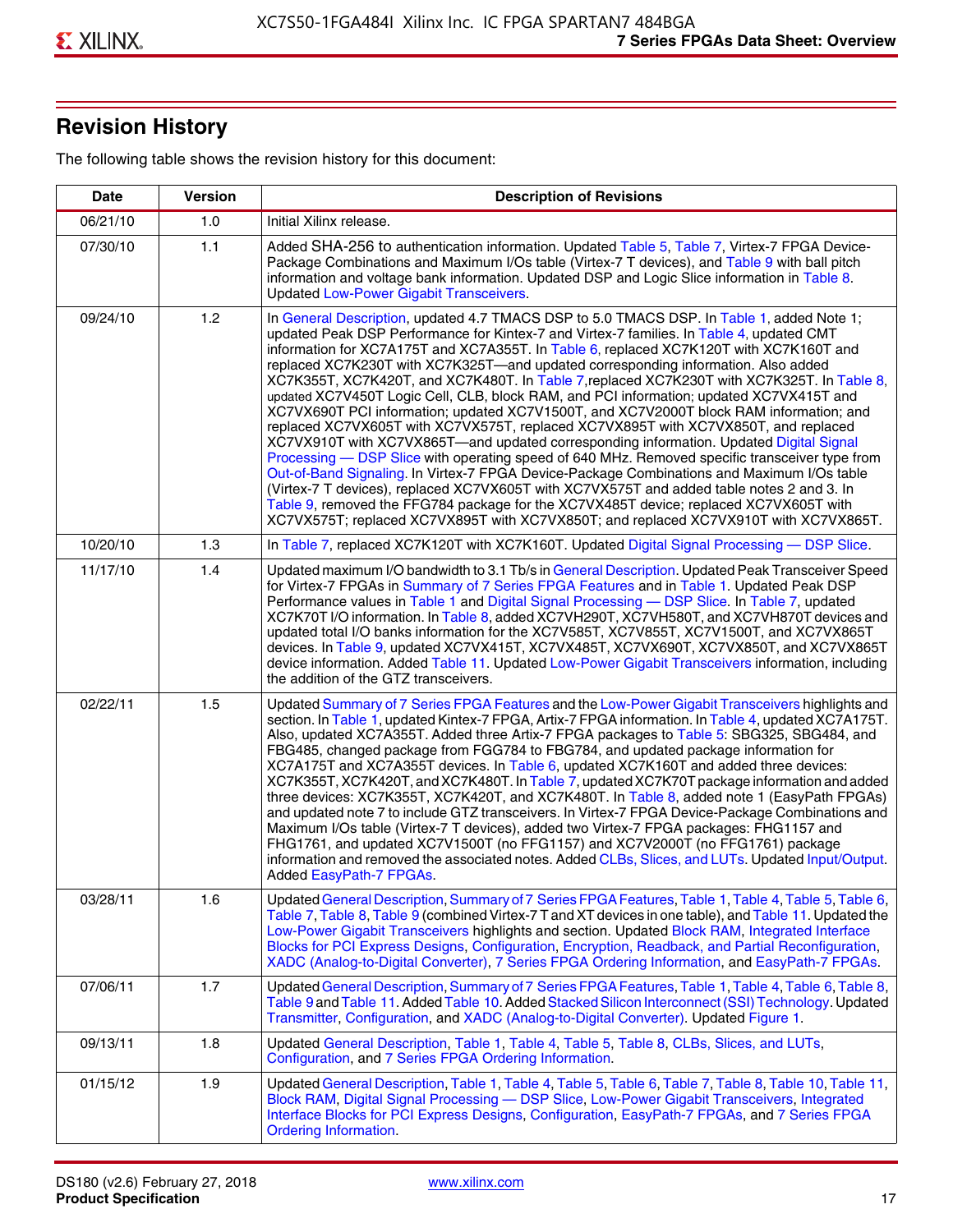## Revision History

The following table shows the revision history for this document:

| Date | Version | Description of Revisions |
|---|---|---|
| 06/21/10 | 1.0 | Initial Xilinx release. |
| 07/30/10 | 1.1 | Added SHA-256 to authentication information. Updated Table 5, Table 7, Virtex-7 FPGA Device-Package Combinations and Maximum I/Os table (Virtex-7 T devices), and Table 9 with ball pitch information and voltage bank information. Updated DSP and Logic Slice information in Table 8. Updated Low-Power Gigabit Transceivers. |
| 09/24/10 | 1.2 | In General Description, updated 4.7 TMACS DSP to 5.0 TMACS DSP. In Table 1, added Note 1; updated Peak DSP Performance for Kintex-7 and Virtex-7 families. In Table 4, updated CMT information for XC7A175T and XC7A355T. In Table 6, replaced XC7K120T with XC7K160T and replaced XC7K230T with XC7K325T—and updated corresponding information. Also added XC7K355T, XC7K420T, and XC7K480T. In Table 7,replaced XC7K230T with XC7K325T. In Table 8, updated XC7V450T Logic Cell, CLB, block RAM, and PCI information; updated XC7VX415T and XC7VX690T PCI information; updated XC7V1500T, and XC7V2000T block RAM information; and replaced XC7VX605T with XC7VX575T, replaced XC7VX895T with XC7VX850T, and replaced XC7VX910T with XC7VX865T—and updated corresponding information. Updated Digital Signal Processing — DSP Slice with operating speed of 640 MHz. Removed specific transceiver type from Out-of-Band Signaling. In Virtex-7 FPGA Device-Package Combinations and Maximum I/Os table (Virtex-7 T devices), replaced XC7VX605T with XC7VX575T and added table notes 2 and 3. In Table 9, removed the FFG784 package for the XC7VX485T device; replaced XC7VX605T with XC7VX575T; replaced XC7VX895T with XC7VX850T; and replaced XC7VX910T with XC7VX865T. |
| 10/20/10 | 1.3 | In Table 7, replaced XC7K120T with XC7K160T. Updated Digital Signal Processing — DSP Slice. |
| 11/17/10 | 1.4 | Updated maximum I/O bandwidth to 3.1 Tb/s in General Description. Updated Peak Transceiver Speed for Virtex-7 FPGAs in Summary of 7 Series FPGA Features and in Table 1. Updated Peak DSP Performance values in Table 1 and Digital Signal Processing — DSP Slice. In Table 7, updated XC7K70T I/O information. In Table 8, added XC7VH290T, XC7VH580T, and XC7VH870T devices and updated total I/O banks information for the XC7V585T, XC7V855T, XC7V1500T, and XC7VX865T devices. In Table 9, updated XC7VX415T, XC7VX485T, XC7VX690T, XC7VX850T, and XC7VX865T device information. Added Table 11. Updated Low-Power Gigabit Transceivers information, including the addition of the GTZ transceivers. |
| 02/22/11 | 1.5 | Updated Summary of 7 Series FPGA Features and the Low-Power Gigabit Transceivers highlights and section. In Table 1, updated Kintex-7 FPGA, Artix-7 FPGA information. In Table 4, updated XC7A175T. Also, updated XC7A355T. Added three Artix-7 FPGA packages to Table 5: SBG325, SBG484, and FBG485, changed package from FGG784 to FBG784, and updated package information for XC7A175T and XC7A355T devices. In Table 6, updated XC7K160T and added three devices: XC7K355T, XC7K420T, and XC7K480T. In Table 7, updated XC7K70T package information and added three devices: XC7K355T, XC7K420T, and XC7K480T. In Table 8, added note 1 (EasyPath FPGAs) and updated note 7 to include GTZ transceivers. In Virtex-7 FPGA Device-Package Combinations and Maximum I/Os table (Virtex-7 T devices), added two Virtex-7 FPGA packages: FHG1157 and FHG1761, and updated XC7V1500T (no FFG1157) and XC7V2000T (no FFG1761) package information and removed the associated notes. Added CLBs, Slices, and LUTs. Updated Input/Output. Added EasyPath-7 FPGAs. |
| 03/28/11 | 1.6 | Updated General Description, Summary of 7 Series FPGA Features, Table 1, Table 4, Table 5, Table 6, Table 7, Table 8, Table 9 (combined Virtex-7 T and XT devices in one table), and Table 11. Updated the Low-Power Gigabit Transceivers highlights and section. Updated Block RAM, Integrated Interface Blocks for PCI Express Designs, Configuration, Encryption, Readback, and Partial Reconfiguration, XADC (Analog-to-Digital Converter), 7 Series FPGA Ordering Information, and EasyPath-7 FPGAs. |
| 07/06/11 | 1.7 | Updated General Description, Summary of 7 Series FPGA Features, Table 1, Table 4, Table 6, Table 8, Table 9 and Table 11. Added Table 10. Added Stacked Silicon Interconnect (SSI) Technology. Updated Transmitter, Configuration, and XADC (Analog-to-Digital Converter). Updated Figure 1. |
| 09/13/11 | 1.8 | Updated General Description, Table 1, Table 4, Table 5, Table 8, CLBs, Slices, and LUTs, Configuration, and 7 Series FPGA Ordering Information. |
| 01/15/12 | 1.9 | Updated General Description, Table 1, Table 4, Table 5, Table 6, Table 7, Table 8, Table 10, Table 11, Block RAM, Digital Signal Processing — DSP Slice, Low-Power Gigabit Transceivers, Integrated Interface Blocks for PCI Express Designs, Configuration, EasyPath-7 FPGAs, and 7 Series FPGA Ordering Information. |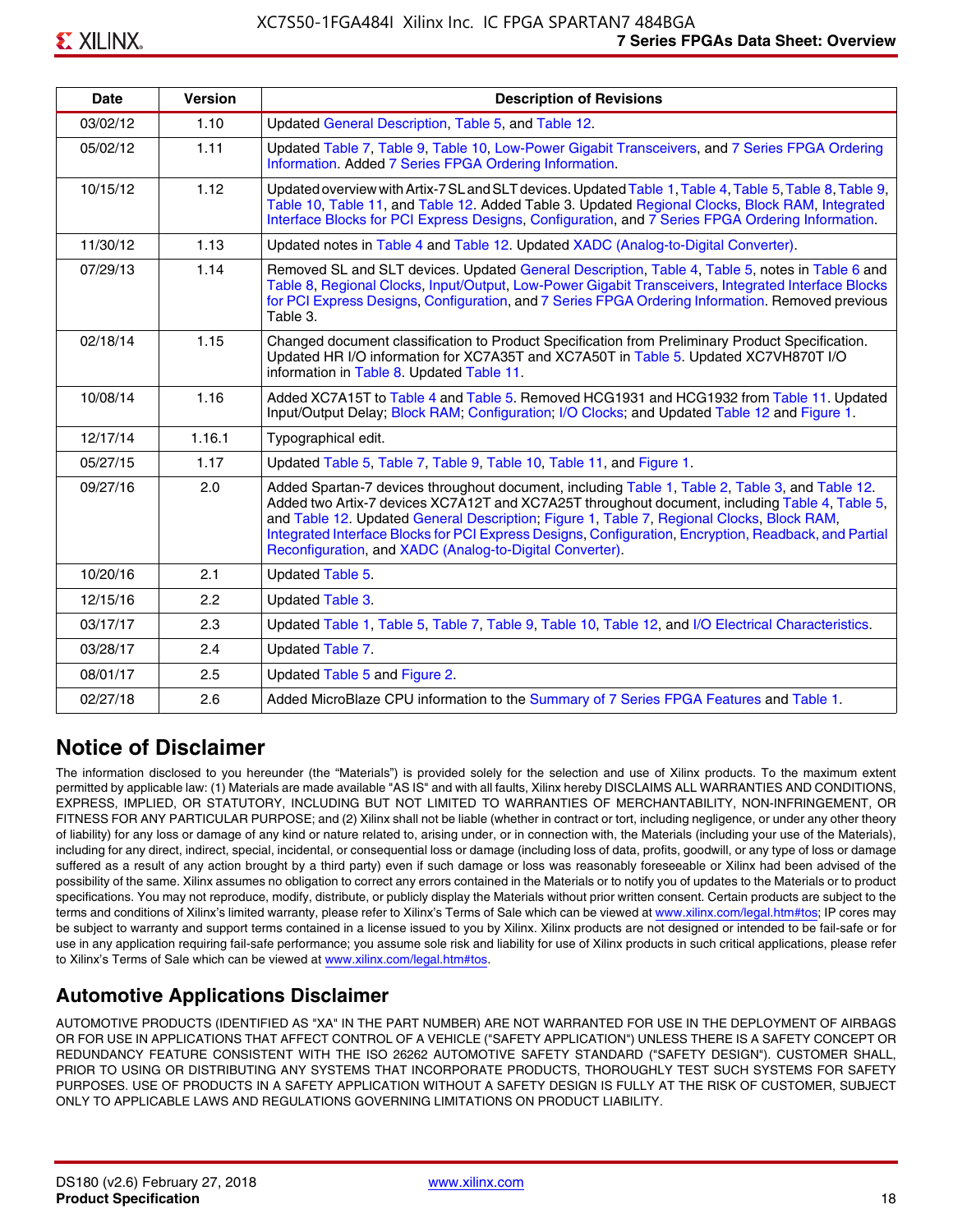| Date | Version | Description of Revisions |
|---|---|---|
| 03/02/12 | 1.10 | Updated General Description, Table 5, and Table 12. |
| 05/02/12 | 1.11 | Updated Table 7, Table 9, Table 10, Low-Power Gigabit Transceivers, and 7 Series FPGA Ordering Information. Added 7 Series FPGA Ordering Information. |
| 10/15/12 | 1.12 | Updated overview with Artix-7 SL and SLT devices. Updated Table 1, Table 4, Table 5, Table 8, Table 9, Table 10, Table 11, and Table 12. Added Table 3. Updated Regional Clocks, Block RAM, Integrated Interface Blocks for PCI Express Designs, Configuration, and 7 Series FPGA Ordering Information. |
| 11/30/12 | 1.13 | Updated notes in Table 4 and Table 12. Updated XADC (Analog-to-Digital Converter). |
| 07/29/13 | 1.14 | Removed SL and SLT devices. Updated General Description, Table 4, Table 5, notes in Table 6 and Table 8, Regional Clocks, Input/Output, Low-Power Gigabit Transceivers, Integrated Interface Blocks for PCI Express Designs, Configuration, and 7 Series FPGA Ordering Information. Removed previous Table 3. |
| 02/18/14 | 1.15 | Changed document classification to Product Specification from Preliminary Product Specification. Updated HR I/O information for XC7A35T and XC7A50T in Table 5. Updated XC7VH870T I/O information in Table 8. Updated Table 11. |
| 10/08/14 | 1.16 | Added XC7A15T to Table 4 and Table 5. Removed HCG1931 and HCG1932 from Table 11. Updated Input/Output Delay; Block RAM; Configuration; I/O Clocks; and Updated Table 12 and Figure 1. |
| 12/17/14 | 1.16.1 | Typographical edit. |
| 05/27/15 | 1.17 | Updated Table 5, Table 7, Table 9, Table 10, Table 11, and Figure 1. |
| 09/27/16 | 2.0 | Added Spartan-7 devices throughout document, including Table 1, Table 2, Table 3, and Table 12. Added two Artix-7 devices XC7A12T and XC7A25T throughout document, including Table 4, Table 5, and Table 12. Updated General Description; Figure 1, Table 7, Regional Clocks, Block RAM, Integrated Interface Blocks for PCI Express Designs, Configuration, Encryption, Readback, and Partial Reconfiguration, and XADC (Analog-to-Digital Converter). |
| 10/20/16 | 2.1 | Updated Table 5. |
| 12/15/16 | 2.2 | Updated Table 3. |
| 03/17/17 | 2.3 | Updated Table 1, Table 5, Table 7, Table 9, Table 10, Table 12, and I/O Electrical Characteristics. |
| 03/28/17 | 2.4 | Updated Table 7. |
| 08/01/17 | 2.5 | Updated Table 5 and Figure 2. |
| 02/27/18 | 2.6 | Added MicroBlaze CPU information to the Summary of 7 Series FPGA Features and Table 1. |

## Notice of Disclaimer

The information disclosed to you hereunder (the "Materials") is provided solely for the selection and use of Xilinx products. To the maximum extent permitted by applicable law: (1) Materials are made available "AS IS" and with all faults, Xilinx hereby DISCLAIMS ALL WARRANTIES AND CONDITIONS, EXPRESS, IMPLIED, OR STATUTORY, INCLUDING BUT NOT LIMITED TO WARRANTIES OF MERCHANTABILITY, NON-INFRINGEMENT, OR FITNESS FOR ANY PARTICULAR PURPOSE; and (2) Xilinx shall not be liable (whether in contract or tort, including negligence, or under any other theory of liability) for any loss or damage of any kind or nature related to, arising under, or in connection with, the Materials (including your use of the Materials), including for any direct, indirect, special, incidental, or consequential loss or damage (including loss of data, profits, goodwill, or any type of loss or damage suffered as a result of any action brought by a third party) even if such damage or loss was reasonably foreseeable or Xilinx had been advised of the possibility of the same. Xilinx assumes no obligation to correct any errors contained in the Materials or to notify you of updates to the Materials or to product specifications. You may not reproduce, modify, distribute, or publicly display the Materials without prior written consent. Certain products are subject to the terms and conditions of Xilinx's limited warranty, please refer to Xilinx's Terms of Sale which can be viewed at www.xilinx.com/legal.htm#tos; IP cores may be subject to warranty and support terms contained in a license issued to you by Xilinx. Xilinx products are not designed or intended to be fail-safe or for use in any application requiring fail-safe performance; you assume sole risk and liability for use of Xilinx products in such critical applications, please refer to Xilinx's Terms of Sale which can be viewed at www.xilinx.com/legal.htm#tos.

## Automotive Applications Disclaimer

AUTOMOTIVE PRODUCTS (IDENTIFIED AS "XA" IN THE PART NUMBER) ARE NOT WARRANTED FOR USE IN THE DEPLOYMENT OF AIRBAGS OR FOR USE IN APPLICATIONS THAT AFFECT CONTROL OF A VEHICLE ("SAFETY APPLICATION") UNLESS THERE IS A SAFETY CONCEPT OR REDUNDANCY FEATURE CONSISTENT WITH THE ISO 26262 AUTOMOTIVE SAFETY STANDARD ("SAFETY DESIGN"). CUSTOMER SHALL, PRIOR TO USING OR DISTRIBUTING ANY SYSTEMS THAT INCORPORATE PRODUCTS, THOROUGHLY TEST SUCH SYSTEMS FOR SAFETY PURPOSES. USE OF PRODUCTS IN A SAFETY APPLICATION WITHOUT A SAFETY DESIGN IS FULLY AT THE RISK OF CUSTOMER, SUBJECT ONLY TO APPLICABLE LAWS AND REGULATIONS GOVERNING LIMITATIONS ON PRODUCT LIABILITY.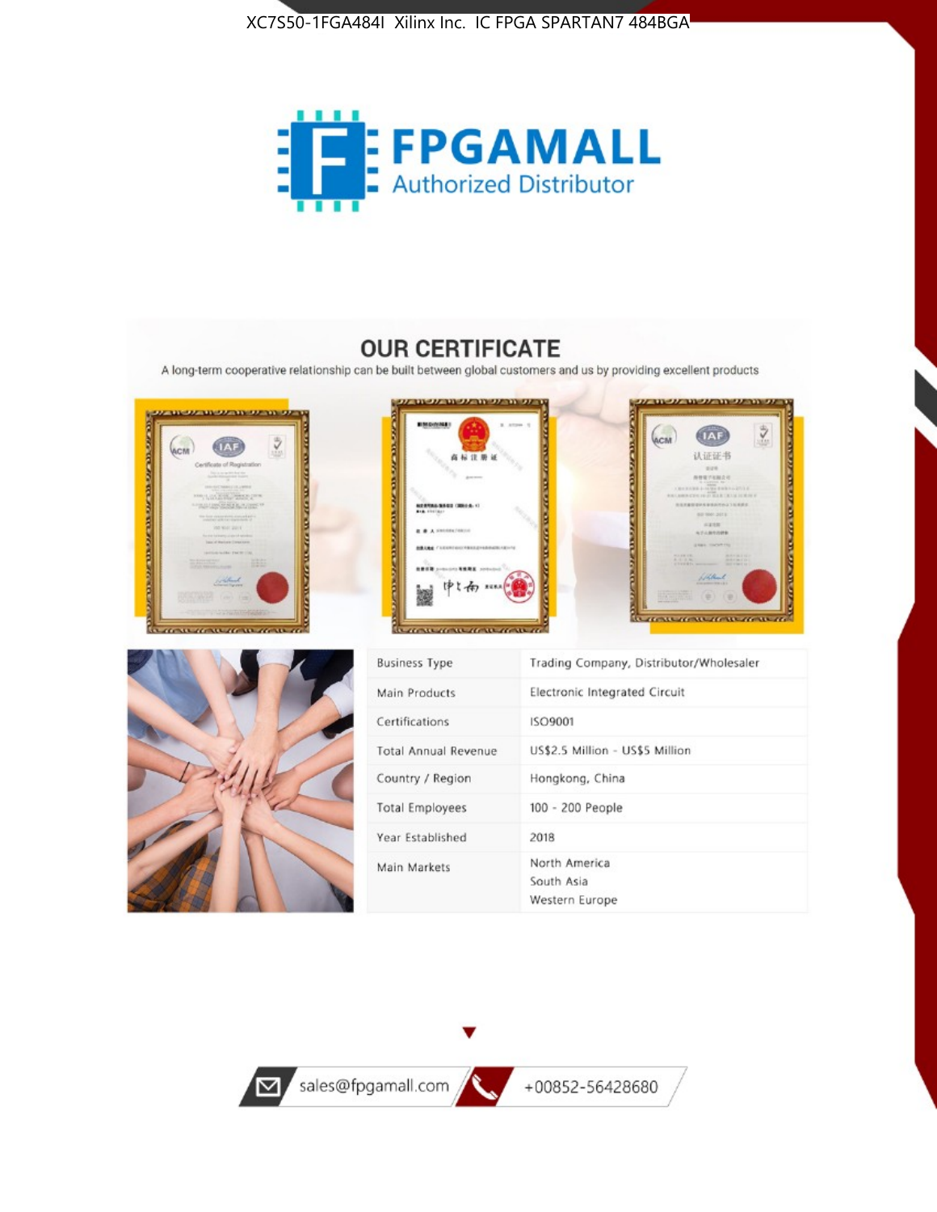FPGAMALL
Authorized Distributor

## OUR CERTIFICATE

A long-term cooperative relationship can be built between global customers and us by providing excellent products

| | |
|---|---|
| Business Type | Trading Company, Distributor/Wholesaler |
| Main Products | Electronic Integrated Circuit |
| Certifications | ISO9001 |
| Total Annual Revenue | US$2.5 Million - US$5 Million |
| Country / Region | Hongkong, China |
| Total Employees | 100 - 200 People |
| Year Established | 2018 |
| Main Markets | North America<br>South Asia<br>Western Europe |

sales@fpgamall.com +00852-56428680